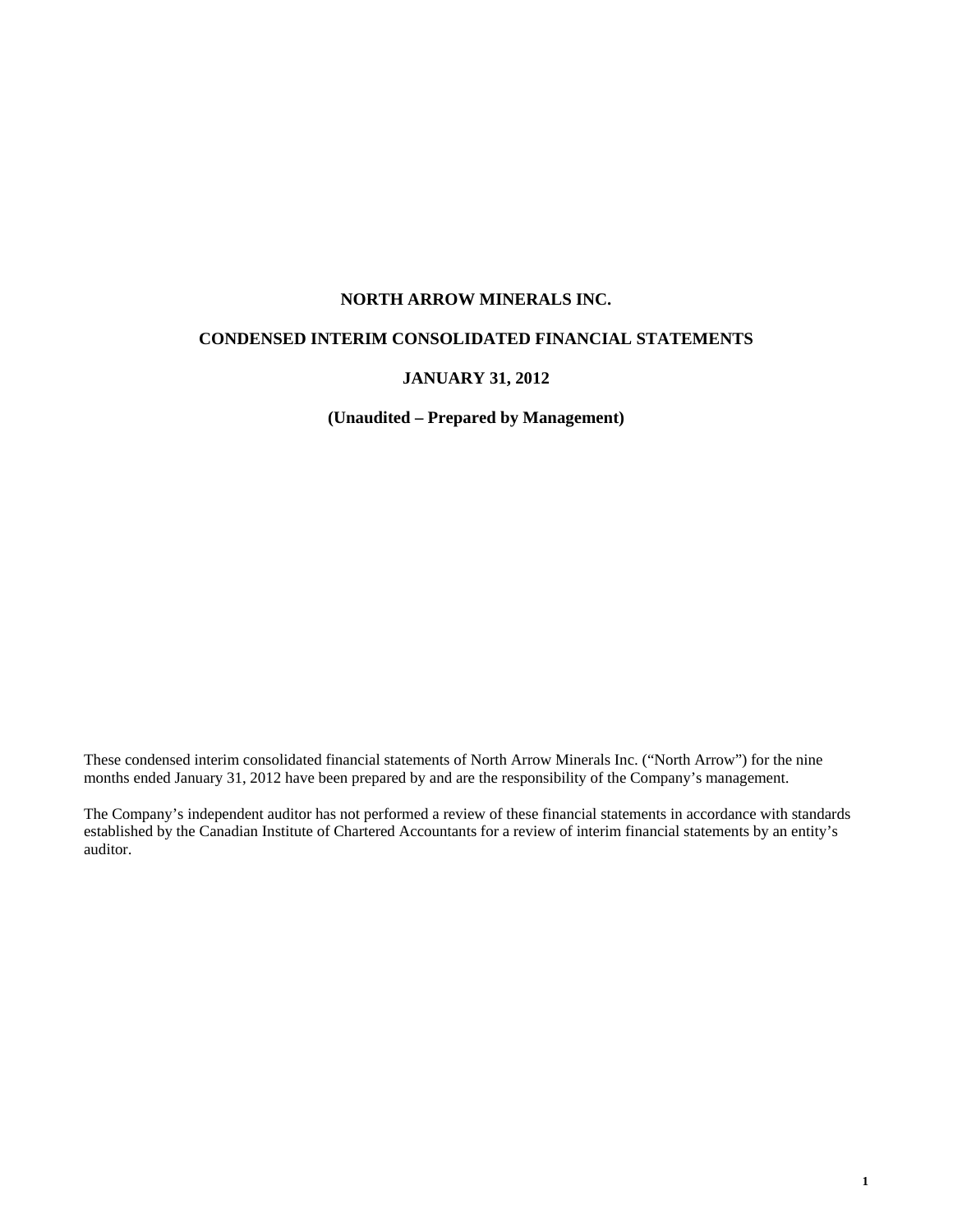# NORTH ARROW MINERALS INC.

## CONDENSED INTERIM CONSOLIDATED FINANCIAL STATEMENTS

## JANUARY 31, 2012

**(Unaudited – Prepared by Management)**

These condensed interim consolidated financial statements of North Arrow Minerals Inc. ("North Arrow") for the nine months ended January 31, 2012 have been prepared by and are the responsibility of the Company's management.

The Company's independent auditor has not performed a review of these financial statements in accordance with standards established by the Canadian Institute of Chartered Accountants for a review of interim financial statements by an entity's auditor.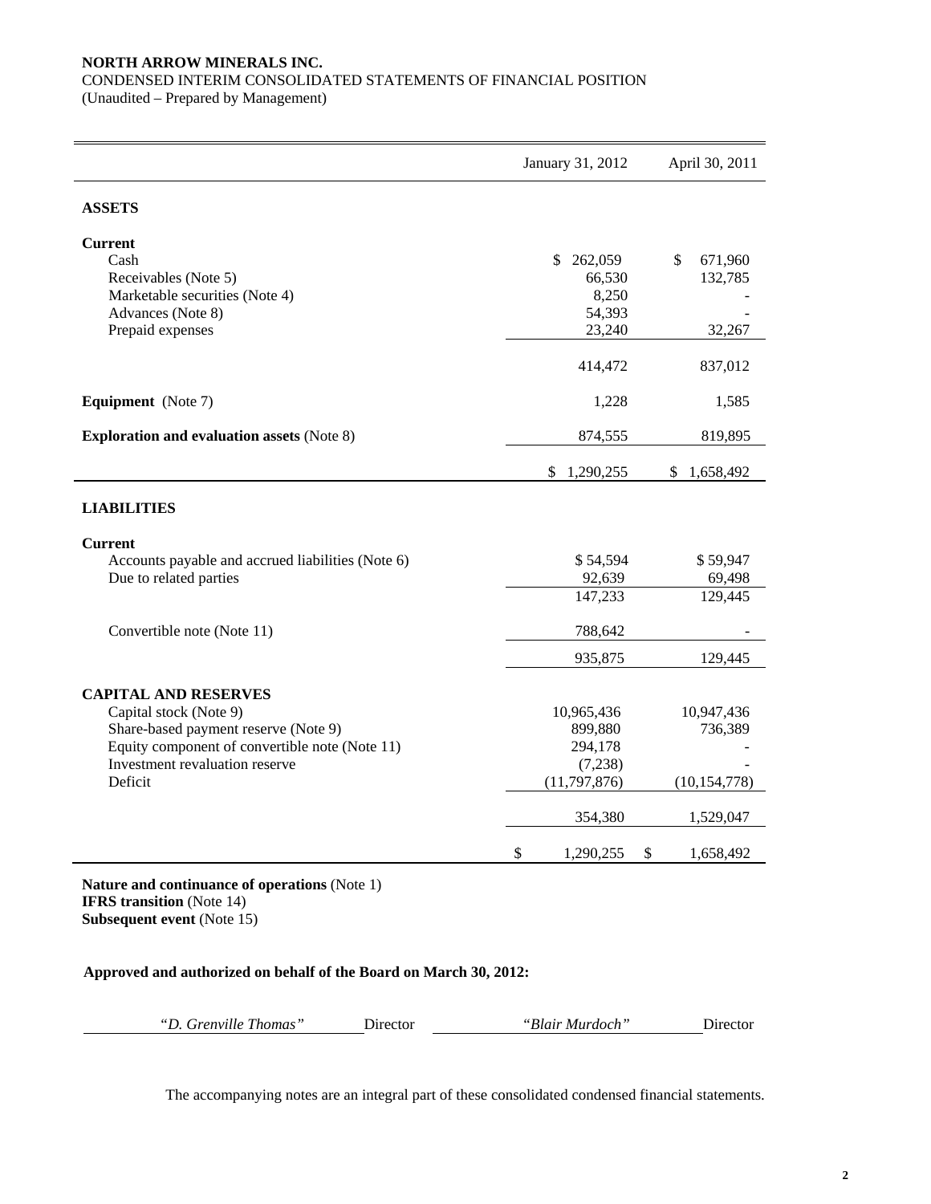**NORTH ARROW MINERALS INC.**
CONDENSED INTERIM CONSOLIDATED STATEMENTS OF FINANCIAL POSITION
(Unaudited – Prepared by Management)

| | January 31, 2012 | April 30, 2011 |
|---|---|---|
| **ASSETS** | | |
| **Current** | | |
| Cash | $ 262,059 | $ 671,960 |
| Receivables (Note 5) | 66,530 | 132,785 |
| Marketable securities (Note 4) | 8,250 | - |
| Advances (Note 8) | 54,393 | - |
| Prepaid expenses | 23,240 | 32,267 |
| | 414,472 | 837,012 |
| **Equipment** (Note 7) | 1,228 | 1,585 |
| **Exploration and evaluation assets** (Note 8) | 874,555 | 819,895 |
| | $ 1,290,255 | $ 1,658,492 |
| **LIABILITIES** | | |
| **Current** | | |
| Accounts payable and accrued liabilities (Note 6) | $ 54,594 | $ 59,947 |
| Due to related parties | 92,639 | 69,498 |
| | 147,233 | 129,445 |
| Convertible note (Note 11) | 788,642 | - |
| | 935,875 | 129,445 |
| **CAPITAL AND RESERVES** | | |
| Capital stock (Note 9) | 10,965,436 | 10,947,436 |
| Share-based payment reserve (Note 9) | 899,880 | 736,389 |
| Equity component of convertible note (Note 11) | 294,178 | - |
| Investment revaluation reserve | (7,238) | - |
| Deficit | (11,797,876) | (10,154,778) |
| | 354,380 | 1,529,047 |
| | $ 1,290,255 | $ 1,658,492 |

**Nature and continuance of operations** (Note 1)
**IFRS transition** (Note 14)
**Subsequent event** (Note 15)

**Approved and authorized on behalf of the Board on March 30, 2012:**

*"D. Grenville Thomas"* Director *"Blair Murdoch"* Director

The accompanying notes are an integral part of these consolidated condensed financial statements.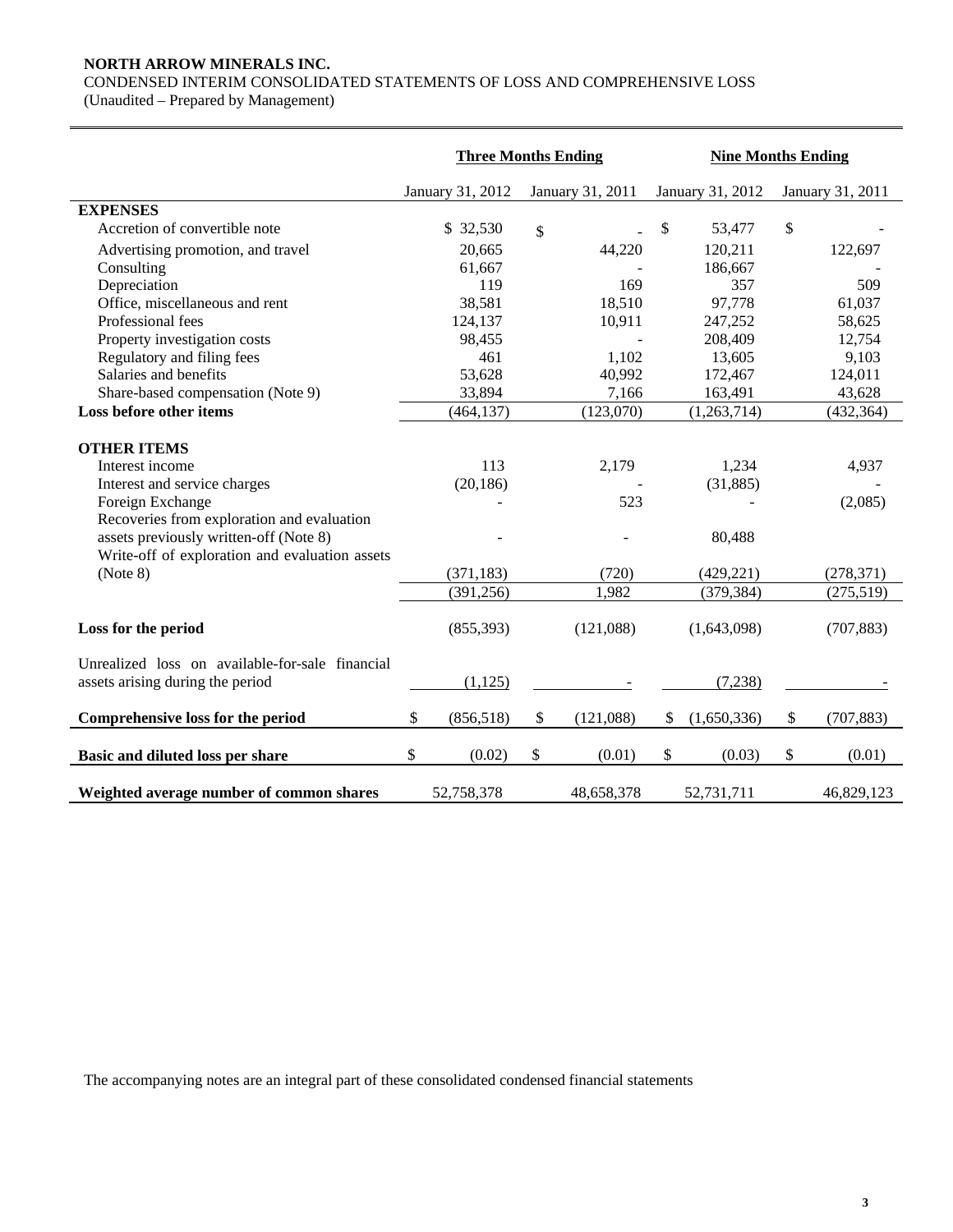**NORTH ARROW MINERALS INC.**
CONDENSED INTERIM CONSOLIDATED STATEMENTS OF LOSS AND COMPREHENSIVE LOSS
(Unaudited – Prepared by Management)

| | Three Months Ending | | Nine Months Ending | |
|---|---|---|---|---|
| | January 31, 2012 | January 31, 2011 | January 31, 2012 | January 31, 2011 |
| **EXPENSES** | | | | |
| Accretion of convertible note | $ 32,530 | $ - | $ 53,477 | $ - |
| Advertising promotion, and travel | 20,665 | 44,220 | 120,211 | 122,697 |
| Consulting | 61,667 | - | 186,667 | - |
| Depreciation | 119 | 169 | 357 | 509 |
| Office, miscellaneous and rent | 38,581 | 18,510 | 97,778 | 61,037 |
| Professional fees | 124,137 | 10,911 | 247,252 | 58,625 |
| Property investigation costs | 98,455 | - | 208,409 | 12,754 |
| Regulatory and filing fees | 461 | 1,102 | 13,605 | 9,103 |
| Salaries and benefits | 53,628 | 40,992 | 172,467 | 124,011 |
| Share-based compensation (Note 9) | 33,894 | 7,166 | 163,491 | 43,628 |
| **Loss before other items** | (464,137) | (123,070) | (1,263,714) | (432,364) |
| | | | | |
| **OTHER ITEMS** | | | | |
| Interest income | 113 | 2,179 | 1,234 | 4,937 |
| Interest and service charges | (20,186) | - | (31,885) | - |
| Foreign Exchange | - | 523 | - | (2,085) |
| Recoveries from exploration and evaluation assets previously written-off (Note 8) | - | - | 80,488 | |
| Write-off of exploration and evaluation assets (Note 8) | (371,183) | (720) | (429,221) | (278,371) |
| | (391,256) | 1,982 | (379,384) | (275,519) |
| | | | | |
| **Loss for the period** | (855,393) | (121,088) | (1,643,098) | (707,883) |
| | | | | |
| Unrealized loss on available-for-sale financial assets arising during the period | (1,125) | - | (7,238) | - |
| | | | | |
| **Comprehensive loss for the period** | $ (856,518) | $ (121,088) | $ (1,650,336) | $ (707,883) |
| | | | | |
| **Basic and diluted loss per share** | $ (0.02) | $ (0.01) | $ (0.03) | $ (0.01) |
| | | | | |
| **Weighted average number of common shares** | 52,758,378 | 48,658,378 | 52,731,711 | 46,829,123 |

The accompanying notes are an integral part of these consolidated condensed financial statements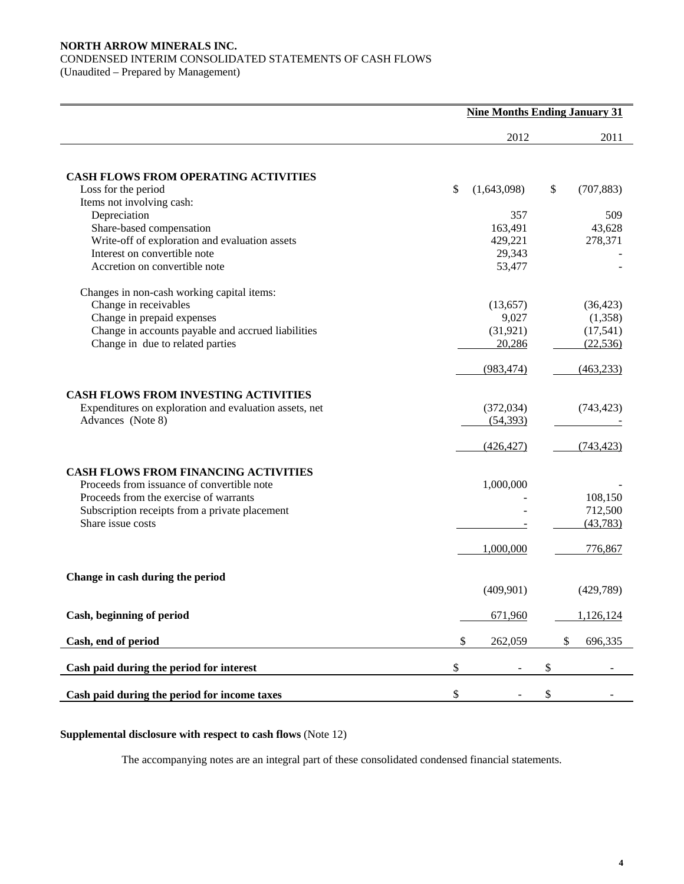**NORTH ARROW MINERALS INC.**
CONDENSED INTERIM CONSOLIDATED STATEMENTS OF CASH FLOWS
(Unaudited – Prepared by Management)

| | Nine Months Ending January 31 | |
|---|---|---|
| | 2012 | 2011 |
| **CASH FLOWS FROM OPERATING ACTIVITIES** | | |
| Loss for the period | $ (1,643,098) | $ (707,883) |
| Items not involving cash: | | |
| Depreciation | 357 | 509 |
| Share-based compensation | 163,491 | 43,628 |
| Write-off of exploration and evaluation assets | 429,221 | 278,371 |
| Interest on convertible note | 29,343 | - |
| Accretion on convertible note | 53,477 | - |
| Changes in non-cash working capital items: | | |
| Change in receivables | (13,657) | (36,423) |
| Change in prepaid expenses | 9,027 | (1,358) |
| Change in accounts payable and accrued liabilities | (31,921) | (17,541) |
| Change in due to related parties | 20,286 | (22,536) |
| | (983,474) | (463,233) |
| **CASH FLOWS FROM INVESTING ACTIVITIES** | | |
| Expenditures on exploration and evaluation assets, net | (372,034) | (743,423) |
| Advances (Note 8) | (54,393) | - |
| | (426,427) | (743,423) |
| **CASH FLOWS FROM FINANCING ACTIVITIES** | | |
| Proceeds from issuance of convertible note | 1,000,000 | - |
| Proceeds from the exercise of warrants | - | 108,150 |
| Subscription receipts from a private placement | - | 712,500 |
| Share issue costs | - | (43,783) |
| | 1,000,000 | 776,867 |
| **Change in cash during the period** | (409,901) | (429,789) |
| **Cash, beginning of period** | 671,960 | 1,126,124 |
| **Cash, end of period** | $ 262,059 | $ 696,335 |
| **Cash paid during the period for interest** | $ - | $ - |
| **Cash paid during the period for income taxes** | $ - | $ - |

**Supplemental disclosure with respect to cash flows** (Note 12)

The accompanying notes are an integral part of these consolidated condensed financial statements.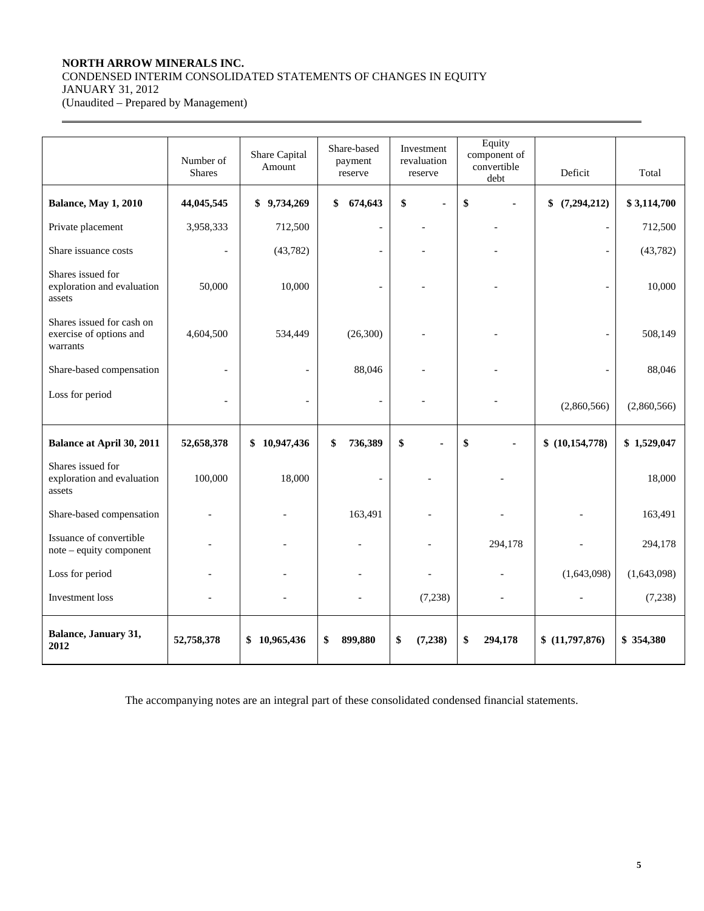**NORTH ARROW MINERALS INC.**
CONDENSED INTERIM CONSOLIDATED STATEMENTS OF CHANGES IN EQUITY
JANUARY 31, 2012
(Unaudited – Prepared by Management)

| | Number of Shares | Share Capital Amount | Share-based payment reserve | Investment revaluation reserve | Equity component of convertible debt | Deficit | Total |
|---|---|---|---|---|---|---|---|
| **Balance, May 1, 2010** | **44,045,545** | **$ 9,734,269** | **$ 674,643** | **$ -** | **$ -** | **$ (7,294,212)** | **$ 3,114,700** |
| Private placement | 3,958,333 | 712,500 | - | - | - | - | 712,500 |
| Share issuance costs | - | (43,782) | - | - | - | - | (43,782) |
| Shares issued for exploration and evaluation assets | 50,000 | 10,000 | - | - | - | - | 10,000 |
| Shares issued for cash on exercise of options and warrants | 4,604,500 | 534,449 | (26,300) | - | - | - | 508,149 |
| Share-based compensation | - | - | 88,046 | - | - | - | 88,046 |
| Loss for period | - | - | - | - | - | (2,860,566) | (2,860,566) |
| **Balance at April 30, 2011** | **52,658,378** | **$ 10,947,436** | **$ 736,389** | **$ -** | **$ -** | **$ (10,154,778)** | **$ 1,529,047** |
| Shares issued for exploration and evaluation assets | 100,000 | 18,000 | - | - | - | | 18,000 |
| Share-based compensation | - | - | 163,491 | - | - | - | 163,491 |
| Issuance of convertible note – equity component | - | - | - | - | 294,178 | - | 294,178 |
| Loss for period | - | - | - | - | - | (1,643,098) | (1,643,098) |
| Investment loss | - | - | - | (7,238) | - | - | (7,238) |
| **Balance, January 31, 2012** | **52,758,378** | **$ 10,965,436** | **$ 899,880** | **$ (7,238)** | **$ 294,178** | **$ (11,797,876)** | **$ 354,380** |

The accompanying notes are an integral part of these consolidated condensed financial statements.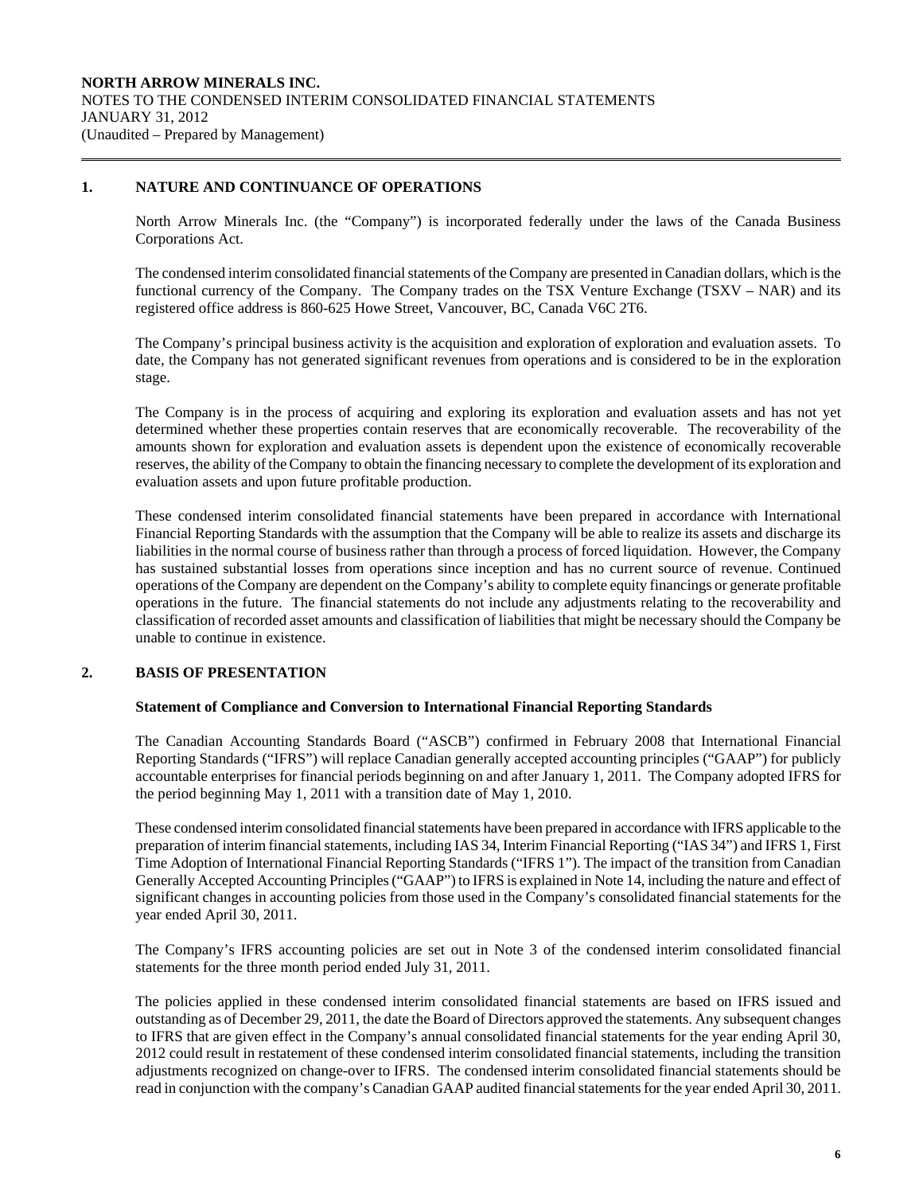## 1. NATURE AND CONTINUANCE OF OPERATIONS

North Arrow Minerals Inc. (the "Company") is incorporated federally under the laws of the Canada Business Corporations Act.

The condensed interim consolidated financial statements of the Company are presented in Canadian dollars, which is the functional currency of the Company. The Company trades on the TSX Venture Exchange (TSXV – NAR) and its registered office address is 860-625 Howe Street, Vancouver, BC, Canada V6C 2T6.

The Company's principal business activity is the acquisition and exploration of exploration and evaluation assets. To date, the Company has not generated significant revenues from operations and is considered to be in the exploration stage.

The Company is in the process of acquiring and exploring its exploration and evaluation assets and has not yet determined whether these properties contain reserves that are economically recoverable. The recoverability of the amounts shown for exploration and evaluation assets is dependent upon the existence of economically recoverable reserves, the ability of the Company to obtain the financing necessary to complete the development of its exploration and evaluation assets and upon future profitable production.

These condensed interim consolidated financial statements have been prepared in accordance with International Financial Reporting Standards with the assumption that the Company will be able to realize its assets and discharge its liabilities in the normal course of business rather than through a process of forced liquidation. However, the Company has sustained substantial losses from operations since inception and has no current source of revenue. Continued operations of the Company are dependent on the Company's ability to complete equity financings or generate profitable operations in the future. The financial statements do not include any adjustments relating to the recoverability and classification of recorded asset amounts and classification of liabilities that might be necessary should the Company be unable to continue in existence.

## 2. BASIS OF PRESENTATION

### Statement of Compliance and Conversion to International Financial Reporting Standards

The Canadian Accounting Standards Board ("ASCB") confirmed in February 2008 that International Financial Reporting Standards ("IFRS") will replace Canadian generally accepted accounting principles ("GAAP") for publicly accountable enterprises for financial periods beginning on and after January 1, 2011. The Company adopted IFRS for the period beginning May 1, 2011 with a transition date of May 1, 2010.

These condensed interim consolidated financial statements have been prepared in accordance with IFRS applicable to the preparation of interim financial statements, including IAS 34, Interim Financial Reporting ("IAS 34") and IFRS 1, First Time Adoption of International Financial Reporting Standards ("IFRS 1"). The impact of the transition from Canadian Generally Accepted Accounting Principles ("GAAP") to IFRS is explained in Note 14, including the nature and effect of significant changes in accounting policies from those used in the Company's consolidated financial statements for the year ended April 30, 2011.

The Company's IFRS accounting policies are set out in Note 3 of the condensed interim consolidated financial statements for the three month period ended July 31, 2011.

The policies applied in these condensed interim consolidated financial statements are based on IFRS issued and outstanding as of December 29, 2011, the date the Board of Directors approved the statements. Any subsequent changes to IFRS that are given effect in the Company's annual consolidated financial statements for the year ending April 30, 2012 could result in restatement of these condensed interim consolidated financial statements, including the transition adjustments recognized on change-over to IFRS. The condensed interim consolidated financial statements should be read in conjunction with the company's Canadian GAAP audited financial statements for the year ended April 30, 2011.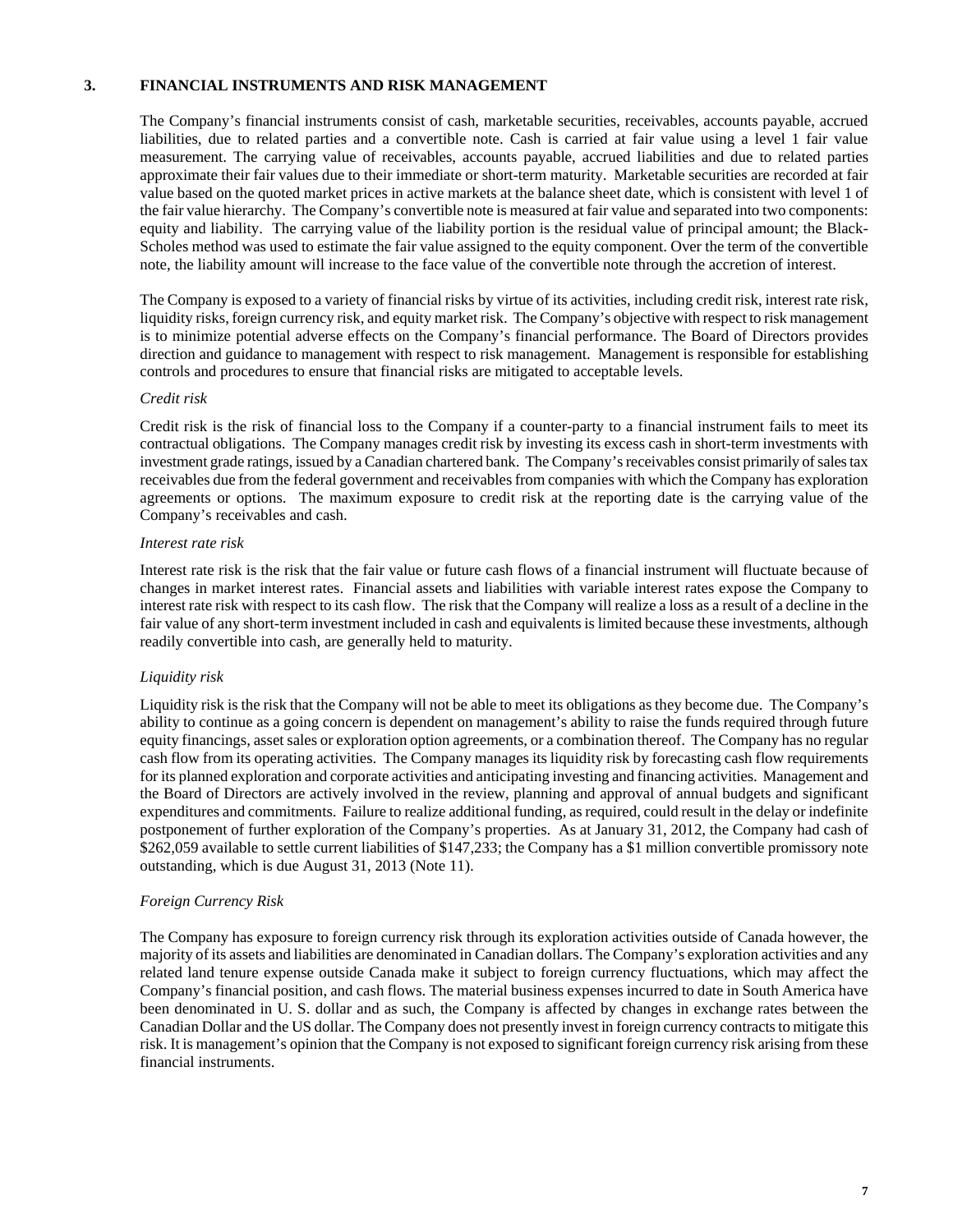## 3. FINANCIAL INSTRUMENTS AND RISK MANAGEMENT

The Company's financial instruments consist of cash, marketable securities, receivables, accounts payable, accrued liabilities, due to related parties and a convertible note. Cash is carried at fair value using a level 1 fair value measurement. The carrying value of receivables, accounts payable, accrued liabilities and due to related parties approximate their fair values due to their immediate or short-term maturity. Marketable securities are recorded at fair value based on the quoted market prices in active markets at the balance sheet date, which is consistent with level 1 of the fair value hierarchy. The Company's convertible note is measured at fair value and separated into two components: equity and liability. The carrying value of the liability portion is the residual value of principal amount; the Black-Scholes method was used to estimate the fair value assigned to the equity component. Over the term of the convertible note, the liability amount will increase to the face value of the convertible note through the accretion of interest.

The Company is exposed to a variety of financial risks by virtue of its activities, including credit risk, interest rate risk, liquidity risks, foreign currency risk, and equity market risk. The Company's objective with respect to risk management is to minimize potential adverse effects on the Company's financial performance. The Board of Directors provides direction and guidance to management with respect to risk management. Management is responsible for establishing controls and procedures to ensure that financial risks are mitigated to acceptable levels.

*Credit risk*

Credit risk is the risk of financial loss to the Company if a counter-party to a financial instrument fails to meet its contractual obligations. The Company manages credit risk by investing its excess cash in short-term investments with investment grade ratings, issued by a Canadian chartered bank. The Company's receivables consist primarily of sales tax receivables due from the federal government and receivables from companies with which the Company has exploration agreements or options. The maximum exposure to credit risk at the reporting date is the carrying value of the Company's receivables and cash.

*Interest rate risk*

Interest rate risk is the risk that the fair value or future cash flows of a financial instrument will fluctuate because of changes in market interest rates. Financial assets and liabilities with variable interest rates expose the Company to interest rate risk with respect to its cash flow. The risk that the Company will realize a loss as a result of a decline in the fair value of any short-term investment included in cash and equivalents is limited because these investments, although readily convertible into cash, are generally held to maturity.

*Liquidity risk*

Liquidity risk is the risk that the Company will not be able to meet its obligations as they become due. The Company's ability to continue as a going concern is dependent on management's ability to raise the funds required through future equity financings, asset sales or exploration option agreements, or a combination thereof. The Company has no regular cash flow from its operating activities. The Company manages its liquidity risk by forecasting cash flow requirements for its planned exploration and corporate activities and anticipating investing and financing activities. Management and the Board of Directors are actively involved in the review, planning and approval of annual budgets and significant expenditures and commitments. Failure to realize additional funding, as required, could result in the delay or indefinite postponement of further exploration of the Company's properties. As at January 31, 2012, the Company had cash of $262,059 available to settle current liabilities of $147,233; the Company has a $1 million convertible promissory note outstanding, which is due August 31, 2013 (Note 11).

*Foreign Currency Risk*

The Company has exposure to foreign currency risk through its exploration activities outside of Canada however, the majority of its assets and liabilities are denominated in Canadian dollars. The Company's exploration activities and any related land tenure expense outside Canada make it subject to foreign currency fluctuations, which may affect the Company's financial position, and cash flows. The material business expenses incurred to date in South America have been denominated in U. S. dollar and as such, the Company is affected by changes in exchange rates between the Canadian Dollar and the US dollar. The Company does not presently invest in foreign currency contracts to mitigate this risk. It is management's opinion that the Company is not exposed to significant foreign currency risk arising from these financial instruments.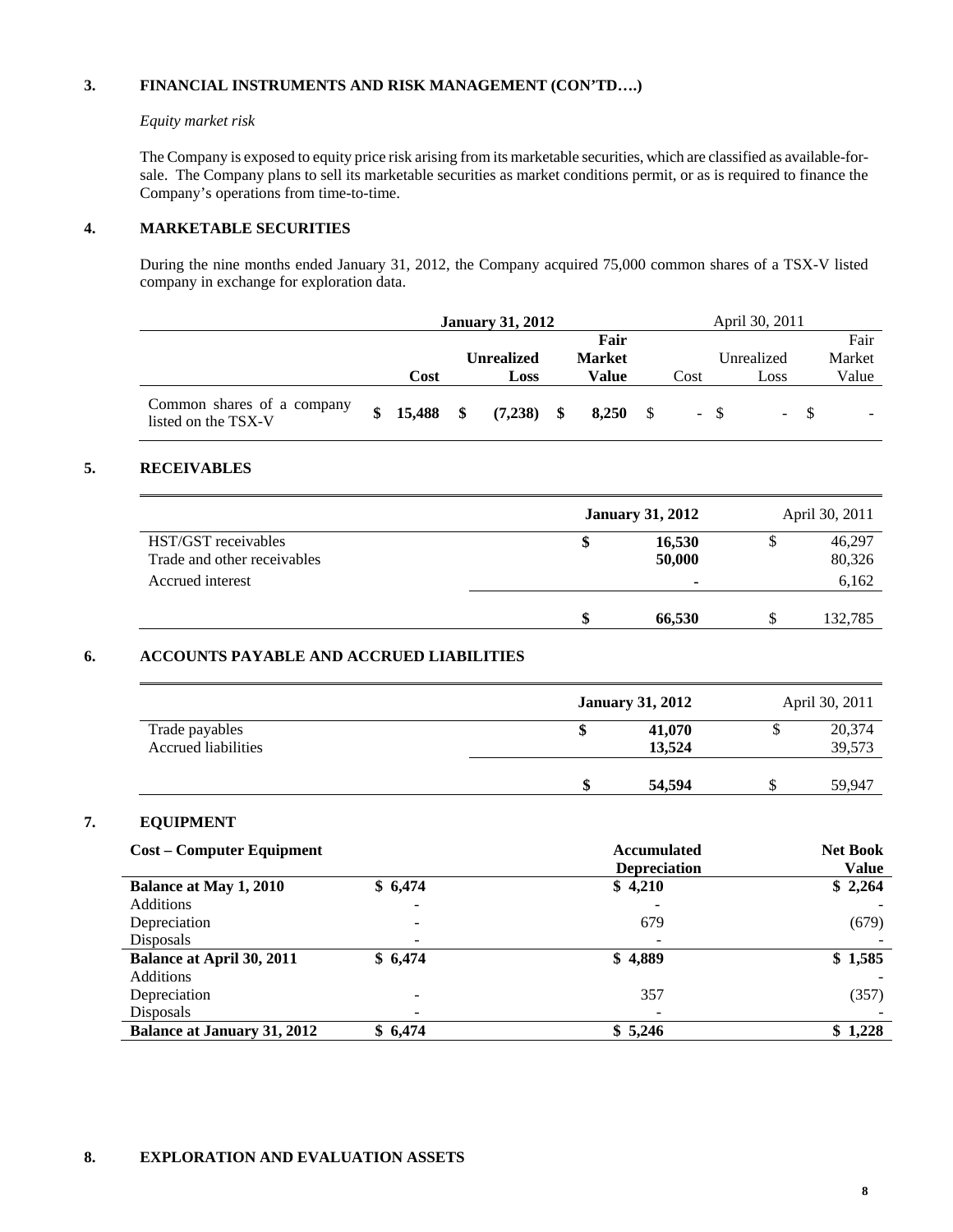## 3. FINANCIAL INSTRUMENTS AND RISK MANAGEMENT (CON'TD….)

*Equity market risk*

The Company is exposed to equity price risk arising from its marketable securities, which are classified as available-for-sale. The Company plans to sell its marketable securities as market conditions permit, or as is required to finance the Company's operations from time-to-time.

## 4. MARKETABLE SECURITIES

During the nine months ended January 31, 2012, the Company acquired 75,000 common shares of a TSX-V listed company in exchange for exploration data.

| | **January 31, 2012** | | | April 30, 2011 | | |
|---|---|---|---|---|---|---|
| | **Cost** | **Unrealized Loss** | **Fair Market Value** | Cost | Unrealized Loss | Fair Market Value |
| Common shares of a company listed on the TSX-V | **$ 15,488** | **$ (7,238)** | **$ 8,250** | $ - | $ - | $ - |

## 5. RECEIVABLES

| | **January 31, 2012** | April 30, 2011 |
|---|---|---|
| HST/GST receivables | **$ 16,530** | $ 46,297 |
| Trade and other receivables | **50,000** | 80,326 |
| Accrued interest | **-** | 6,162 |
| | **$ 66,530** | $ 132,785 |

## 6. ACCOUNTS PAYABLE AND ACCRUED LIABILITIES

| | **January 31, 2012** | April 30, 2011 |
|---|---|---|
| Trade payables | **$ 41,070** | $ 20,374 |
| Accrued liabilities | **13,524** | 39,573 |
| | **$ 54,594** | $ 59,947 |

## 7. EQUIPMENT

| **Cost – Computer Equipment** | | **Accumulated Depreciation** | **Net Book Value** |
|---|---|---|---|
| **Balance at May 1, 2010** | **$ 6,474** | **$ 4,210** | **$ 2,264** |
| Additions | - | - | - |
| Depreciation | - | 679 | (679) |
| Disposals | - | - | - |
| **Balance at April 30, 2011** | **$ 6,474** | **$ 4,889** | **$ 1,585** |
| Additions | | | - |
| Depreciation | - | 357 | (357) |
| Disposals | - | - | - |
| **Balance at January 31, 2012** | **$ 6,474** | **$ 5,246** | **$ 1,228** |

## 8. EXPLORATION AND EVALUATION ASSETS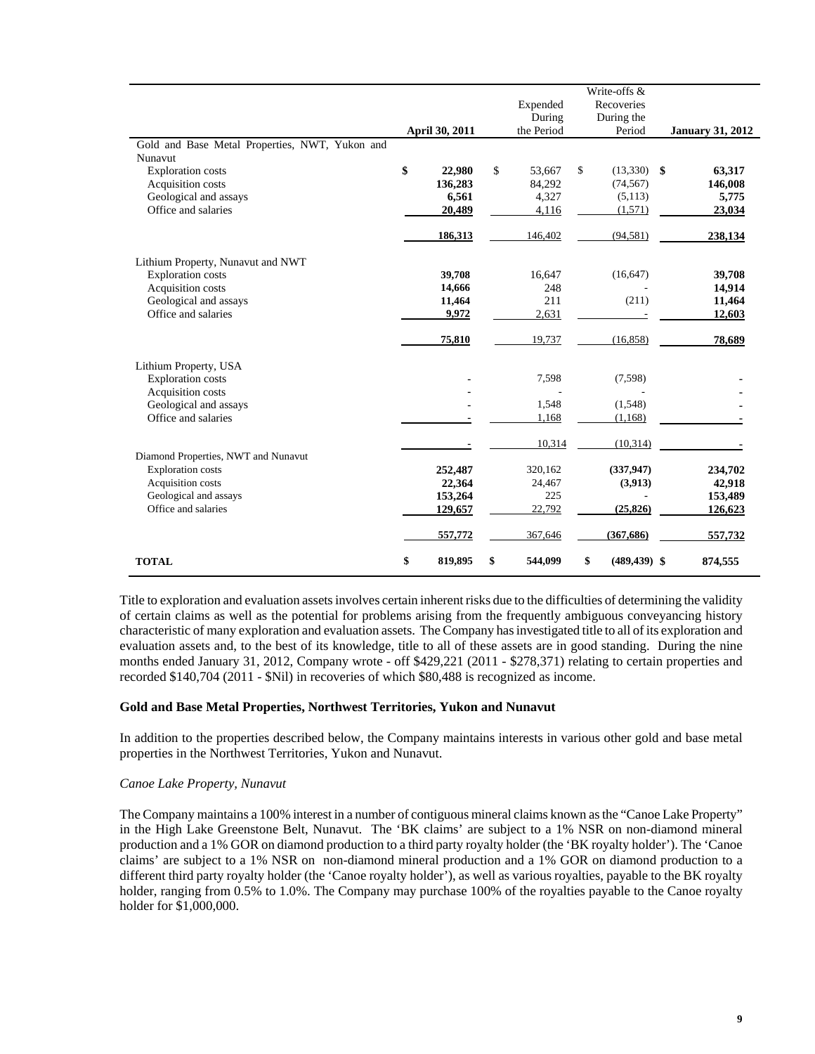| | April 30, 2011 | Expended During the Period | Write-offs & Recoveries During the Period | January 31, 2012 |
|---|---|---|---|---|
| Gold and Base Metal Properties, NWT, Yukon and Nunavut | | | | |
| Exploration costs | $ 22,980 | $ 53,667 | $ (13,330) | $ 63,317 |
| Acquisition costs | 136,283 | 84,292 | (74,567) | 146,008 |
| Geological and assays | 6,561 | 4,327 | (5,113) | 5,775 |
| Office and salaries | 20,489 | 4,116 | (1,571) | 23,034 |
| | 186,313 | 146,402 | (94,581) | 238,134 |
| Lithium Property, Nunavut and NWT | | | | |
| Exploration costs | 39,708 | 16,647 | (16,647) | 39,708 |
| Acquisition costs | 14,666 | 248 | - | 14,914 |
| Geological and assays | 11,464 | 211 | (211) | 11,464 |
| Office and salaries | 9,972 | 2,631 | - | 12,603 |
| | 75,810 | 19,737 | (16,858) | 78,689 |
| Lithium Property, USA | | | | |
| Exploration costs | - | 7,598 | (7,598) | - |
| Acquisition costs | - | - | - | - |
| Geological and assays | - | 1,548 | (1,548) | - |
| Office and salaries | - | 1,168 | (1,168) | - |
| | - | 10,314 | (10,314) | - |
| Diamond Properties, NWT and Nunavut | | | | |
| Exploration costs | 252,487 | 320,162 | (337,947) | 234,702 |
| Acquisition costs | 22,364 | 24,467 | (3,913) | 42,918 |
| Geological and assays | 153,264 | 225 | - | 153,489 |
| Office and salaries | 129,657 | 22,792 | (25,826) | 126,623 |
| | 557,772 | 367,646 | (367,686) | 557,732 |
| **TOTAL** | $ 819,895 | $ 544,099 | $ (489,439) | $ 874,555 |

Title to exploration and evaluation assets involves certain inherent risks due to the difficulties of determining the validity of certain claims as well as the potential for problems arising from the frequently ambiguous conveyancing history characteristic of many exploration and evaluation assets. The Company has investigated title to all of its exploration and evaluation assets and, to the best of its knowledge, title to all of these assets are in good standing. During the nine months ended January 31, 2012, Company wrote - off $429,221 (2011 - $278,371) relating to certain properties and recorded $140,704 (2011 - $Nil) in recoveries of which $80,488 is recognized as income.

**Gold and Base Metal Properties, Northwest Territories, Yukon and Nunavut**

In addition to the properties described below, the Company maintains interests in various other gold and base metal properties in the Northwest Territories, Yukon and Nunavut.

*Canoe Lake Property, Nunavut*

The Company maintains a 100% interest in a number of contiguous mineral claims known as the "Canoe Lake Property" in the High Lake Greenstone Belt, Nunavut. The 'BK claims' are subject to a 1% NSR on non-diamond mineral production and a 1% GOR on diamond production to a third party royalty holder (the 'BK royalty holder'). The 'Canoe claims' are subject to a 1% NSR on non-diamond mineral production and a 1% GOR on diamond production to a different third party royalty holder (the 'Canoe royalty holder'), as well as various royalties, payable to the BK royalty holder, ranging from 0.5% to 1.0%. The Company may purchase 100% of the royalties payable to the Canoe royalty holder for $1,000,000.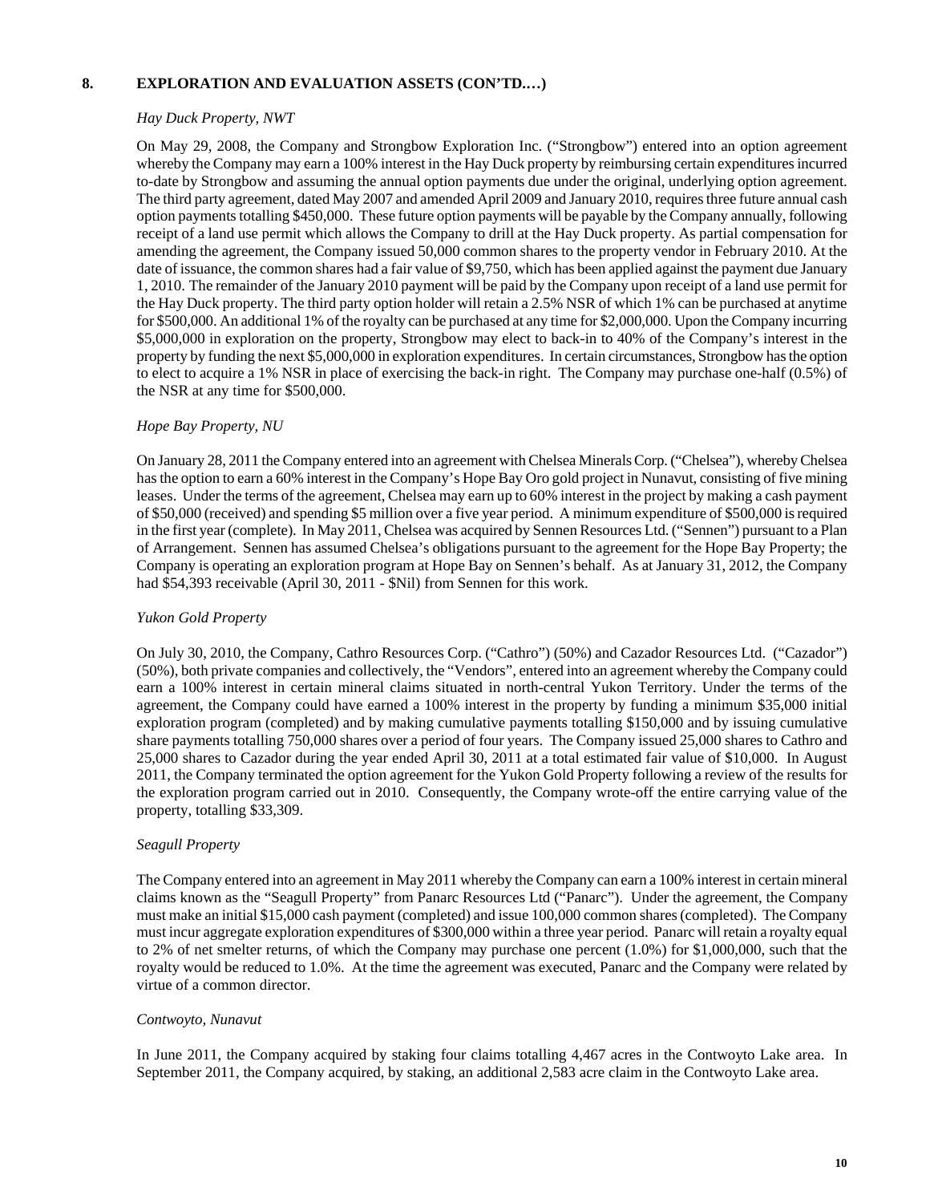## 8. EXPLORATION AND EVALUATION ASSETS (CON'TD.…)

*Hay Duck Property, NWT*

On May 29, 2008, the Company and Strongbow Exploration Inc. ("Strongbow") entered into an option agreement whereby the Company may earn a 100% interest in the Hay Duck property by reimbursing certain expenditures incurred to-date by Strongbow and assuming the annual option payments due under the original, underlying option agreement. The third party agreement, dated May 2007 and amended April 2009 and January 2010, requires three future annual cash option payments totalling $450,000. These future option payments will be payable by the Company annually, following receipt of a land use permit which allows the Company to drill at the Hay Duck property. As partial compensation for amending the agreement, the Company issued 50,000 common shares to the property vendor in February 2010. At the date of issuance, the common shares had a fair value of $9,750, which has been applied against the payment due January 1, 2010. The remainder of the January 2010 payment will be paid by the Company upon receipt of a land use permit for the Hay Duck property. The third party option holder will retain a 2.5% NSR of which 1% can be purchased at anytime for $500,000. An additional 1% of the royalty can be purchased at any time for $2,000,000. Upon the Company incurring $5,000,000 in exploration on the property, Strongbow may elect to back-in to 40% of the Company's interest in the property by funding the next $5,000,000 in exploration expenditures. In certain circumstances, Strongbow has the option to elect to acquire a 1% NSR in place of exercising the back-in right. The Company may purchase one-half (0.5%) of the NSR at any time for $500,000.

*Hope Bay Property, NU*

On January 28, 2011 the Company entered into an agreement with Chelsea Minerals Corp. ("Chelsea"), whereby Chelsea has the option to earn a 60% interest in the Company's Hope Bay Oro gold project in Nunavut, consisting of five mining leases. Under the terms of the agreement, Chelsea may earn up to 60% interest in the project by making a cash payment of $50,000 (received) and spending $5 million over a five year period. A minimum expenditure of $500,000 is required in the first year (complete). In May 2011, Chelsea was acquired by Sennen Resources Ltd. ("Sennen") pursuant to a Plan of Arrangement. Sennen has assumed Chelsea's obligations pursuant to the agreement for the Hope Bay Property; the Company is operating an exploration program at Hope Bay on Sennen's behalf. As at January 31, 2012, the Company had $54,393 receivable (April 30, 2011 - $Nil) from Sennen for this work.

*Yukon Gold Property*

On July 30, 2010, the Company, Cathro Resources Corp. ("Cathro") (50%) and Cazador Resources Ltd. ("Cazador") (50%), both private companies and collectively, the "Vendors", entered into an agreement whereby the Company could earn a 100% interest in certain mineral claims situated in north-central Yukon Territory. Under the terms of the agreement, the Company could have earned a 100% interest in the property by funding a minimum $35,000 initial exploration program (completed) and by making cumulative payments totalling $150,000 and by issuing cumulative share payments totalling 750,000 shares over a period of four years. The Company issued 25,000 shares to Cathro and 25,000 shares to Cazador during the year ended April 30, 2011 at a total estimated fair value of $10,000. In August 2011, the Company terminated the option agreement for the Yukon Gold Property following a review of the results for the exploration program carried out in 2010. Consequently, the Company wrote-off the entire carrying value of the property, totalling $33,309.

*Seagull Property*

The Company entered into an agreement in May 2011 whereby the Company can earn a 100% interest in certain mineral claims known as the "Seagull Property" from Panarc Resources Ltd ("Panarc"). Under the agreement, the Company must make an initial $15,000 cash payment (completed) and issue 100,000 common shares (completed). The Company must incur aggregate exploration expenditures of $300,000 within a three year period. Panarc will retain a royalty equal to 2% of net smelter returns, of which the Company may purchase one percent (1.0%) for $1,000,000, such that the royalty would be reduced to 1.0%. At the time the agreement was executed, Panarc and the Company were related by virtue of a common director.

*Contwoyto, Nunavut*

In June 2011, the Company acquired by staking four claims totalling 4,467 acres in the Contwoyto Lake area. In September 2011, the Company acquired, by staking, an additional 2,583 acre claim in the Contwoyto Lake area.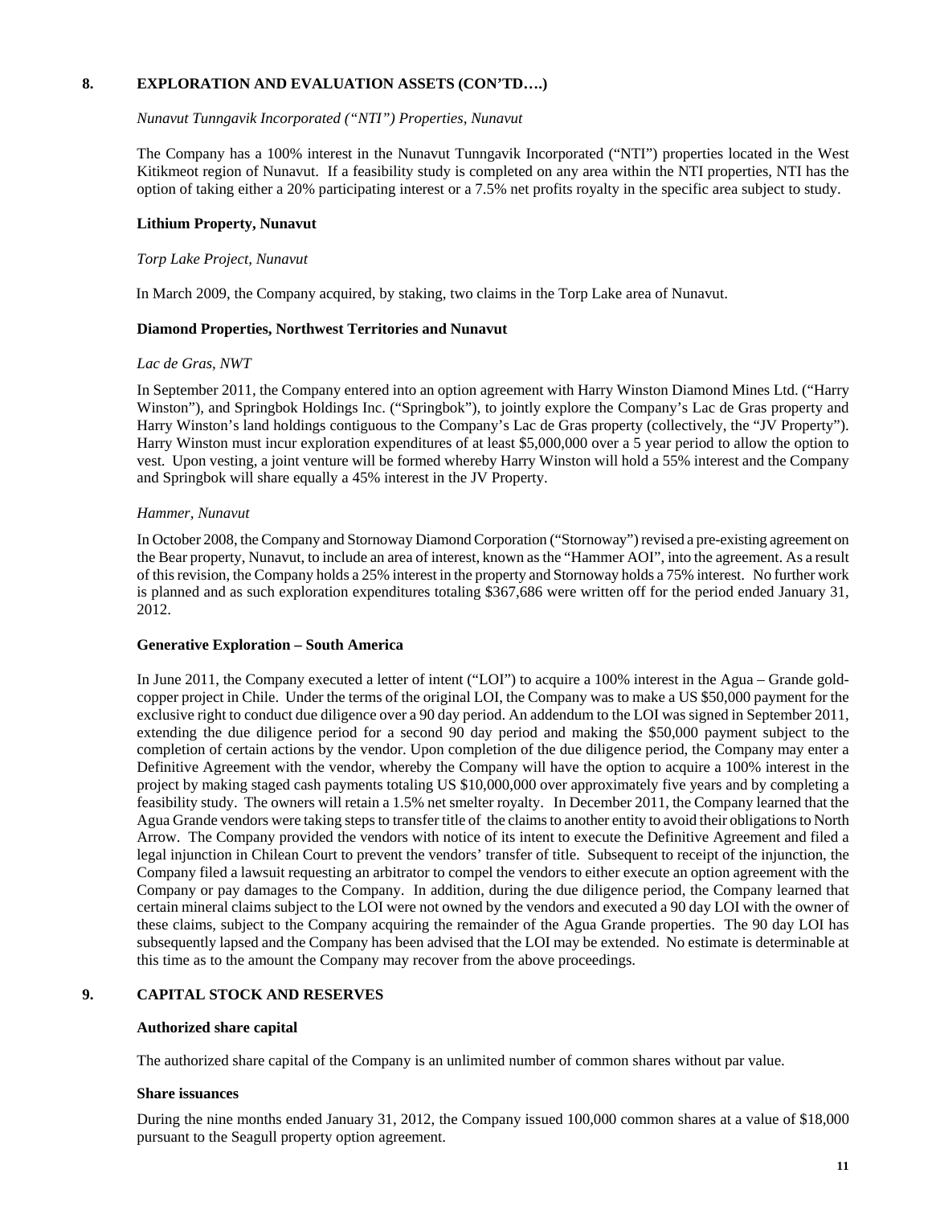## 8. EXPLORATION AND EVALUATION ASSETS (CON'TD….)

*Nunavut Tunngavik Incorporated ("NTI") Properties, Nunavut*

The Company has a 100% interest in the Nunavut Tunngavik Incorporated ("NTI") properties located in the West Kitikmeot region of Nunavut. If a feasibility study is completed on any area within the NTI properties, NTI has the option of taking either a 20% participating interest or a 7.5% net profits royalty in the specific area subject to study.

**Lithium Property, Nunavut**

*Torp Lake Project, Nunavut*

In March 2009, the Company acquired, by staking, two claims in the Torp Lake area of Nunavut.

**Diamond Properties, Northwest Territories and Nunavut**

*Lac de Gras, NWT*

In September 2011, the Company entered into an option agreement with Harry Winston Diamond Mines Ltd. ("Harry Winston"), and Springbok Holdings Inc. ("Springbok"), to jointly explore the Company's Lac de Gras property and Harry Winston's land holdings contiguous to the Company's Lac de Gras property (collectively, the "JV Property"). Harry Winston must incur exploration expenditures of at least $5,000,000 over a 5 year period to allow the option to vest. Upon vesting, a joint venture will be formed whereby Harry Winston will hold a 55% interest and the Company and Springbok will share equally a 45% interest in the JV Property.

*Hammer, Nunavut*

In October 2008, the Company and Stornoway Diamond Corporation ("Stornoway") revised a pre-existing agreement on the Bear property, Nunavut, to include an area of interest, known as the "Hammer AOI", into the agreement. As a result of this revision, the Company holds a 25% interest in the property and Stornoway holds a 75% interest. No further work is planned and as such exploration expenditures totaling $367,686 were written off for the period ended January 31, 2012.

**Generative Exploration – South America**

In June 2011, the Company executed a letter of intent ("LOI") to acquire a 100% interest in the Agua – Grande gold-copper project in Chile. Under the terms of the original LOI, the Company was to make a US $50,000 payment for the exclusive right to conduct due diligence over a 90 day period. An addendum to the LOI was signed in September 2011, extending the due diligence period for a second 90 day period and making the $50,000 payment subject to the completion of certain actions by the vendor. Upon completion of the due diligence period, the Company may enter a Definitive Agreement with the vendor, whereby the Company will have the option to acquire a 100% interest in the project by making staged cash payments totaling US $10,000,000 over approximately five years and by completing a feasibility study. The owners will retain a 1.5% net smelter royalty. In December 2011, the Company learned that the Agua Grande vendors were taking steps to transfer title of the claims to another entity to avoid their obligations to North Arrow. The Company provided the vendors with notice of its intent to execute the Definitive Agreement and filed a legal injunction in Chilean Court to prevent the vendors' transfer of title. Subsequent to receipt of the injunction, the Company filed a lawsuit requesting an arbitrator to compel the vendors to either execute an option agreement with the Company or pay damages to the Company. In addition, during the due diligence period, the Company learned that certain mineral claims subject to the LOI were not owned by the vendors and executed a 90 day LOI with the owner of these claims, subject to the Company acquiring the remainder of the Agua Grande properties. The 90 day LOI has subsequently lapsed and the Company has been advised that the LOI may be extended. No estimate is determinable at this time as to the amount the Company may recover from the above proceedings.

## 9. CAPITAL STOCK AND RESERVES

**Authorized share capital**

The authorized share capital of the Company is an unlimited number of common shares without par value.

**Share issuances**

During the nine months ended January 31, 2012, the Company issued 100,000 common shares at a value of $18,000 pursuant to the Seagull property option agreement.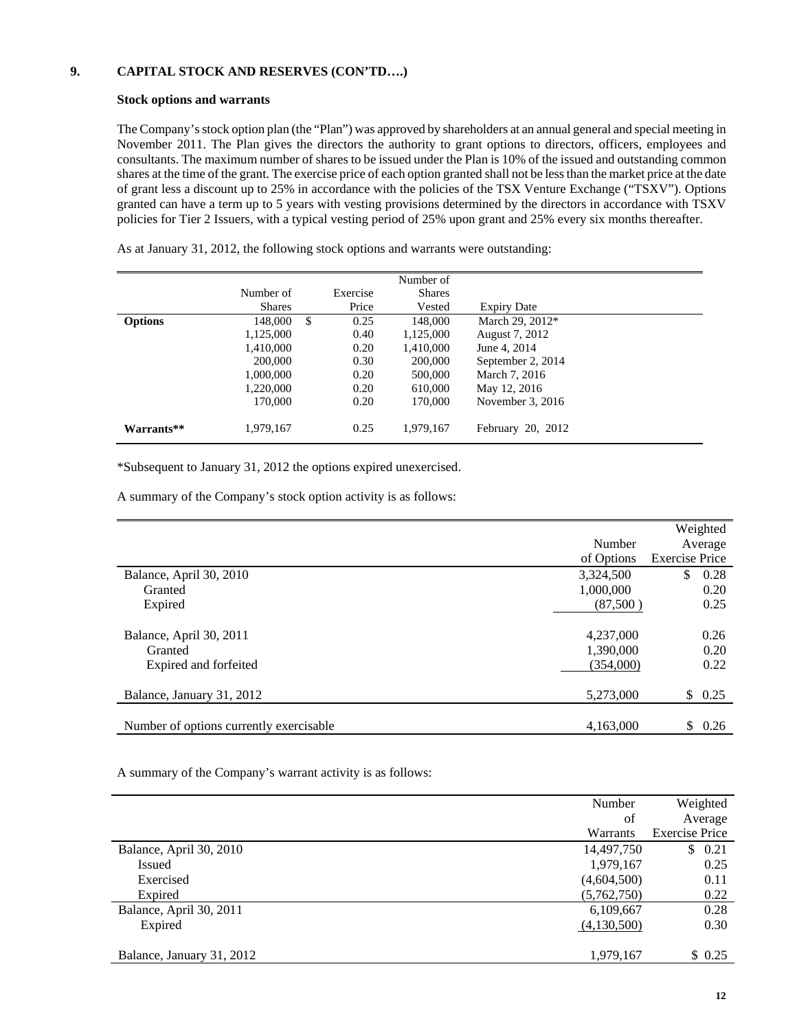## 9. CAPITAL STOCK AND RESERVES (CON'TD….)

### Stock options and warrants

The Company's stock option plan (the "Plan") was approved by shareholders at an annual general and special meeting in November 2011. The Plan gives the directors the authority to grant options to directors, officers, employees and consultants. The maximum number of shares to be issued under the Plan is 10% of the issued and outstanding common shares at the time of the grant. The exercise price of each option granted shall not be less than the market price at the date of grant less a discount up to 25% in accordance with the policies of the TSX Venture Exchange ("TSXV"). Options granted can have a term up to 5 years with vesting provisions determined by the directors in accordance with TSXV policies for Tier 2 Issuers, with a typical vesting period of 25% upon grant and 25% every six months thereafter.

As at January 31, 2012, the following stock options and warrants were outstanding:

| | Number of Shares | Exercise Price | Number of Shares Vested | Expiry Date |
|---|---|---|---|---|
| **Options** | 148,000 | $ 0.25 | 148,000 | March 29, 2012* |
| | 1,125,000 | 0.40 | 1,125,000 | August 7, 2012 |
| | 1,410,000 | 0.20 | 1,410,000 | June 4, 2014 |
| | 200,000 | 0.30 | 200,000 | September 2, 2014 |
| | 1,000,000 | 0.20 | 500,000 | March 7, 2016 |
| | 1,220,000 | 0.20 | 610,000 | May 12, 2016 |
| | 170,000 | 0.20 | 170,000 | November 3, 2016 |
| **Warrants\*\*** | 1,979,167 | 0.25 | 1,979,167 | February 20, 2012 |

*Subsequent to January 31, 2012 the options expired unexercised.

A summary of the Company's stock option activity is as follows:

| | Number of Options | Weighted Average Exercise Price |
|---|---|---|
| Balance, April 30, 2010 | 3,324,500 | $ 0.28 |
| Granted | 1,000,000 | 0.20 |
| Expired | (87,500 ) | 0.25 |
| Balance, April 30, 2011 | 4,237,000 | 0.26 |
| Granted | 1,390,000 | 0.20 |
| Expired and forfeited | (354,000) | 0.22 |
| Balance, January 31, 2012 | 5,273,000 | $ 0.25 |
| Number of options currently exercisable | 4,163,000 | $ 0.26 |

A summary of the Company's warrant activity is as follows:

| | Number of Warrants | Weighted Average Exercise Price |
|---|---|---|
| Balance, April 30, 2010 | 14,497,750 | $ 0.21 |
| Issued | 1,979,167 | 0.25 |
| Exercised | (4,604,500) | 0.11 |
| Expired | (5,762,750) | 0.22 |
| Balance, April 30, 2011 | 6,109,667 | 0.28 |
| Expired | (4,130,500) | 0.30 |
| Balance, January 31, 2012 | 1,979,167 | $ 0.25 |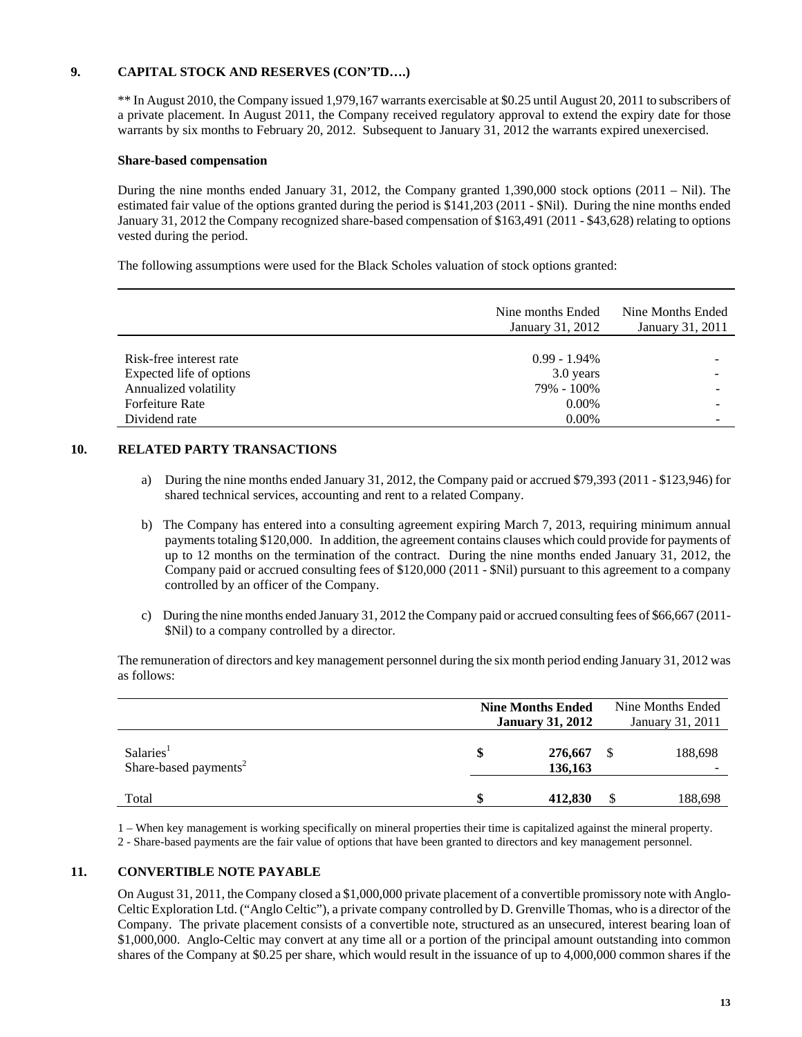## 9. CAPITAL STOCK AND RESERVES (CON'TD….)

** In August 2010, the Company issued 1,979,167 warrants exercisable at $0.25 until August 20, 2011 to subscribers of a private placement. In August 2011, the Company received regulatory approval to extend the expiry date for those warrants by six months to February 20, 2012. Subsequent to January 31, 2012 the warrants expired unexercised.

**Share-based compensation**

During the nine months ended January 31, 2012, the Company granted 1,390,000 stock options (2011 – Nil). The estimated fair value of the options granted during the period is $141,203 (2011 - $Nil). During the nine months ended January 31, 2012 the Company recognized share-based compensation of $163,491 (2011 - $43,628) relating to options vested during the period.

The following assumptions were used for the Black Scholes valuation of stock options granted:

| | Nine months Ended January 31, 2012 | Nine Months Ended January 31, 2011 |
|---|---|---|
| Risk-free interest rate | 0.99 - 1.94% | - |
| Expected life of options | 3.0 years | - |
| Annualized volatility | 79% - 100% | - |
| Forfeiture Rate | 0.00% | - |
| Dividend rate | 0.00% | - |

## 10. RELATED PARTY TRANSACTIONS

a) During the nine months ended January 31, 2012, the Company paid or accrued $79,393 (2011 - $123,946) for shared technical services, accounting and rent to a related Company.

b) The Company has entered into a consulting agreement expiring March 7, 2013, requiring minimum annual payments totaling $120,000. In addition, the agreement contains clauses which could provide for payments of up to 12 months on the termination of the contract. During the nine months ended January 31, 2012, the Company paid or accrued consulting fees of $120,000 (2011 - $Nil) pursuant to this agreement to a company controlled by an officer of the Company.

c) During the nine months ended January 31, 2012 the Company paid or accrued consulting fees of $66,667 (2011- $Nil) to a company controlled by a director.

The remuneration of directors and key management personnel during the six month period ending January 31, 2012 was as follows:

| | **Nine Months Ended January 31, 2012** | Nine Months Ended January 31, 2011 |
|---|---|---|
| Salaries[1] | **$ 276,667** | $ 188,698 |
| Share-based payments[2] | **136,163** | - |
| Total | **$ 412,830** | $ 188,698 |

1 – When key management is working specifically on mineral properties their time is capitalized against the mineral property.

2 - Share-based payments are the fair value of options that have been granted to directors and key management personnel.

## 11. CONVERTIBLE NOTE PAYABLE

On August 31, 2011, the Company closed a $1,000,000 private placement of a convertible promissory note with Anglo-Celtic Exploration Ltd. ("Anglo Celtic"), a private company controlled by D. Grenville Thomas, who is a director of the Company. The private placement consists of a convertible note, structured as an unsecured, interest bearing loan of $1,000,000. Anglo-Celtic may convert at any time all or a portion of the principal amount outstanding into common shares of the Company at $0.25 per share, which would result in the issuance of up to 4,000,000 common shares if the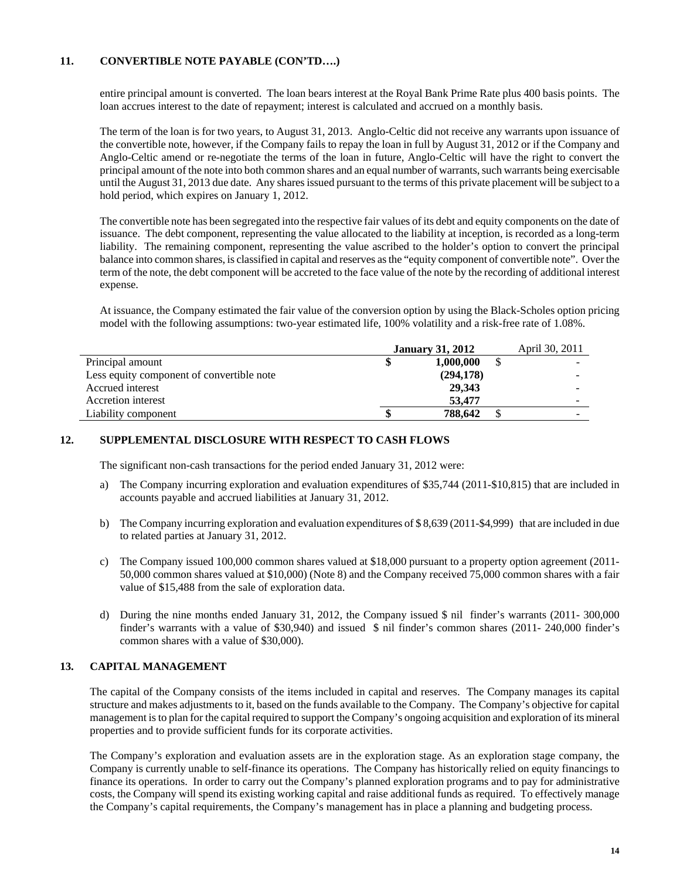## 11. CONVERTIBLE NOTE PAYABLE (CON'TD….)

entire principal amount is converted. The loan bears interest at the Royal Bank Prime Rate plus 400 basis points. The loan accrues interest to the date of repayment; interest is calculated and accrued on a monthly basis.

The term of the loan is for two years, to August 31, 2013. Anglo-Celtic did not receive any warrants upon issuance of the convertible note, however, if the Company fails to repay the loan in full by August 31, 2012 or if the Company and Anglo-Celtic amend or re-negotiate the terms of the loan in future, Anglo-Celtic will have the right to convert the principal amount of the note into both common shares and an equal number of warrants, such warrants being exercisable until the August 31, 2013 due date. Any shares issued pursuant to the terms of this private placement will be subject to a hold period, which expires on January 1, 2012.

The convertible note has been segregated into the respective fair values of its debt and equity components on the date of issuance. The debt component, representing the value allocated to the liability at inception, is recorded as a long-term liability. The remaining component, representing the value ascribed to the holder's option to convert the principal balance into common shares, is classified in capital and reserves as the "equity component of convertible note". Over the term of the note, the debt component will be accreted to the face value of the note by the recording of additional interest expense.

At issuance, the Company estimated the fair value of the conversion option by using the Black-Scholes option pricing model with the following assumptions: two-year estimated life, 100% volatility and a risk-free rate of 1.08%.

| | **January 31, 2012** | April 30, 2011 |
|---|---|---|
| Principal amount | **$ 1,000,000** | $ - |
| Less equity component of convertible note | **(294,178)** | - |
| Accrued interest | **29,343** | - |
| Accretion interest | **53,477** | - |
| Liability component | **$ 788,642** | $ - |

## 12. SUPPLEMENTAL DISCLOSURE WITH RESPECT TO CASH FLOWS

The significant non-cash transactions for the period ended January 31, 2012 were:

a) The Company incurring exploration and evaluation expenditures of $35,744 (2011-$10,815) that are included in accounts payable and accrued liabilities at January 31, 2012.

b) The Company incurring exploration and evaluation expenditures of $ 8,639 (2011-$4,999) that are included in due to related parties at January 31, 2012.

c) The Company issued 100,000 common shares valued at $18,000 pursuant to a property option agreement (2011- 50,000 common shares valued at $10,000) (Note 8) and the Company received 75,000 common shares with a fair value of $15,488 from the sale of exploration data.

d) During the nine months ended January 31, 2012, the Company issued $ nil finder's warrants (2011- 300,000 finder's warrants with a value of $30,940) and issued $ nil finder's common shares (2011- 240,000 finder's common shares with a value of $30,000).

## 13. CAPITAL MANAGEMENT

The capital of the Company consists of the items included in capital and reserves. The Company manages its capital structure and makes adjustments to it, based on the funds available to the Company. The Company's objective for capital management is to plan for the capital required to support the Company's ongoing acquisition and exploration of its mineral properties and to provide sufficient funds for its corporate activities.

The Company's exploration and evaluation assets are in the exploration stage. As an exploration stage company, the Company is currently unable to self-finance its operations. The Company has historically relied on equity financings to finance its operations. In order to carry out the Company's planned exploration programs and to pay for administrative costs, the Company will spend its existing working capital and raise additional funds as required. To effectively manage the Company's capital requirements, the Company's management has in place a planning and budgeting process.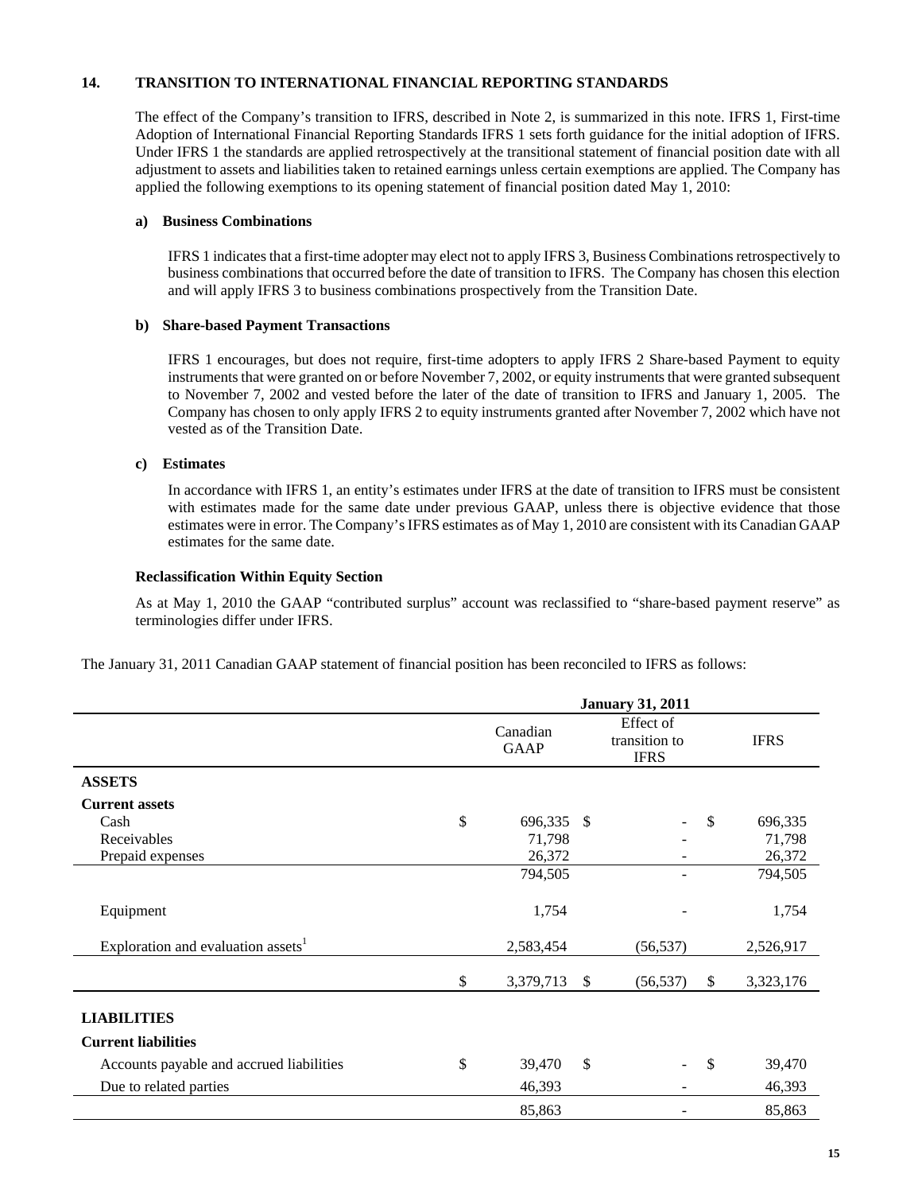## 14. TRANSITION TO INTERNATIONAL FINANCIAL REPORTING STANDARDS

The effect of the Company's transition to IFRS, described in Note 2, is summarized in this note. IFRS 1, First-time Adoption of International Financial Reporting Standards IFRS 1 sets forth guidance for the initial adoption of IFRS. Under IFRS 1 the standards are applied retrospectively at the transitional statement of financial position date with all adjustment to assets and liabilities taken to retained earnings unless certain exemptions are applied. The Company has applied the following exemptions to its opening statement of financial position dated May 1, 2010:

### a) Business Combinations

IFRS 1 indicates that a first-time adopter may elect not to apply IFRS 3, Business Combinations retrospectively to business combinations that occurred before the date of transition to IFRS. The Company has chosen this election and will apply IFRS 3 to business combinations prospectively from the Transition Date.

### b) Share-based Payment Transactions

IFRS 1 encourages, but does not require, first-time adopters to apply IFRS 2 Share-based Payment to equity instruments that were granted on or before November 7, 2002, or equity instruments that were granted subsequent to November 7, 2002 and vested before the later of the date of transition to IFRS and January 1, 2005. The Company has chosen to only apply IFRS 2 to equity instruments granted after November 7, 2002 which have not vested as of the Transition Date.

### c) Estimates

In accordance with IFRS 1, an entity's estimates under IFRS at the date of transition to IFRS must be consistent with estimates made for the same date under previous GAAP, unless there is objective evidence that those estimates were in error. The Company's IFRS estimates as of May 1, 2010 are consistent with its Canadian GAAP estimates for the same date.

### Reclassification Within Equity Section

As at May 1, 2010 the GAAP "contributed surplus" account was reclassified to "share-based payment reserve" as terminologies differ under IFRS.

The January 31, 2011 Canadian GAAP statement of financial position has been reconciled to IFRS as follows:

| | January 31, 2011 | | |
|---|---|---|---|
| | Canadian GAAP | Effect of transition to IFRS | IFRS |
| **ASSETS** | | | |
| **Current assets** | | | |
| Cash | $ 696,335 | $ - | $ 696,335 |
| Receivables | 71,798 | - | 71,798 |
| Prepaid expenses | 26,372 | - | 26,372 |
| | 794,505 | - | 794,505 |
| Equipment | 1,754 | - | 1,754 |
| Exploration and evaluation assets[1] | 2,583,454 | (56,537) | 2,526,917 |
| | $ 3,379,713 | $ (56,537) | $ 3,323,176 |
| **LIABILITIES** | | | |
| **Current liabilities** | | | |
| Accounts payable and accrued liabilities | $ 39,470 | $ - | $ 39,470 |
| Due to related parties | 46,393 | - | 46,393 |
| | 85,863 | - | 85,863 |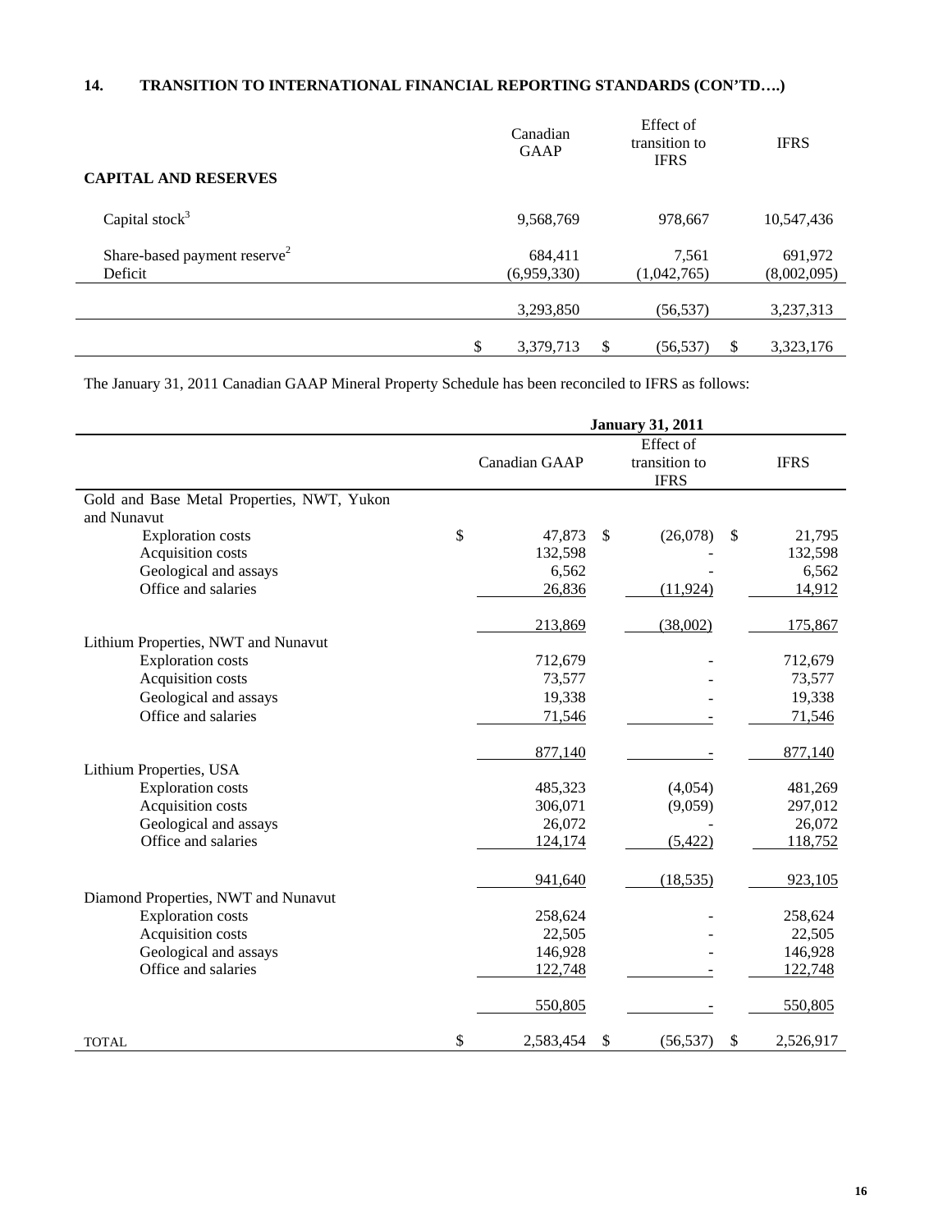## 14. TRANSITION TO INTERNATIONAL FINANCIAL REPORTING STANDARDS (CON'TD….)

| CAPITAL AND RESERVES | Canadian GAAP | Effect of transition to IFRS | IFRS |
|---|---|---|---|
| Capital stock[3] | 9,568,769 | 978,667 | 10,547,436 |
| Share-based payment reserve[2] | 684,411 | 7,561 | 691,972 |
| Deficit | (6,959,330) | (1,042,765) | (8,002,095) |
| | 3,293,850 | (56,537) | 3,237,313 |
| | $ 3,379,713 | $ (56,537) | $ 3,323,176 |

The January 31, 2011 Canadian GAAP Mineral Property Schedule has been reconciled to IFRS as follows:

| | January 31, 2011 | | |
|---|---|---|---|
| | Canadian GAAP | Effect of transition to IFRS | IFRS |
| Gold and Base Metal Properties, NWT, Yukon and Nunavut | | | |
| Exploration costs | $ 47,873 | $ (26,078) | $ 21,795 |
| Acquisition costs | 132,598 | - | 132,598 |
| Geological and assays | 6,562 | - | 6,562 |
| Office and salaries | 26,836 | (11,924) | 14,912 |
| | 213,869 | (38,002) | 175,867 |
| Lithium Properties, NWT and Nunavut | | | |
| Exploration costs | 712,679 | - | 712,679 |
| Acquisition costs | 73,577 | - | 73,577 |
| Geological and assays | 19,338 | - | 19,338 |
| Office and salaries | 71,546 | - | 71,546 |
| | 877,140 | - | 877,140 |
| Lithium Properties, USA | | | |
| Exploration costs | 485,323 | (4,054) | 481,269 |
| Acquisition costs | 306,071 | (9,059) | 297,012 |
| Geological and assays | 26,072 | - | 26,072 |
| Office and salaries | 124,174 | (5,422) | 118,752 |
| | 941,640 | (18,535) | 923,105 |
| Diamond Properties, NWT and Nunavut | | | |
| Exploration costs | 258,624 | - | 258,624 |
| Acquisition costs | 22,505 | - | 22,505 |
| Geological and assays | 146,928 | - | 146,928 |
| Office and salaries | 122,748 | - | 122,748 |
| | 550,805 | - | 550,805 |
| TOTAL | $ 2,583,454 | $ (56,537) | $ 2,526,917 |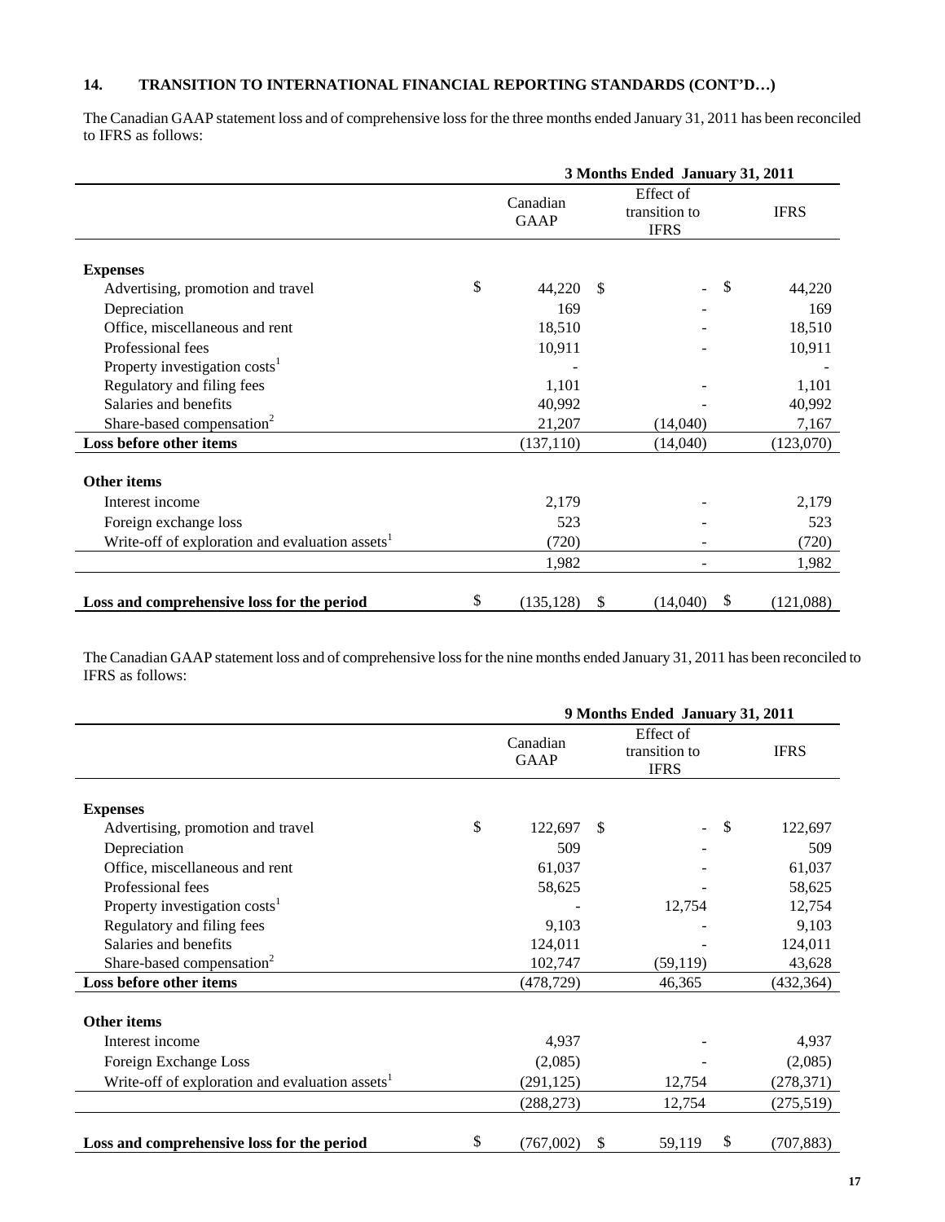## 14. TRANSITION TO INTERNATIONAL FINANCIAL REPORTING STANDARDS (CONT'D…)

The Canadian GAAP statement loss and of comprehensive loss for the three months ended January 31, 2011 has been reconciled to IFRS as follows:

| | 3 Months Ended January 31, 2011 | | |
|---|---|---|---|
| | Canadian GAAP | Effect of transition to IFRS | IFRS |
| **Expenses** | | | |
| Advertising, promotion and travel | $ 44,220 | $ - | $ 44,220 |
| Depreciation | 169 | - | 169 |
| Office, miscellaneous and rent | 18,510 | - | 18,510 |
| Professional fees | 10,911 | - | 10,911 |
| Property investigation costs[1] | - | | - |
| Regulatory and filing fees | 1,101 | - | 1,101 |
| Salaries and benefits | 40,992 | - | 40,992 |
| Share-based compensation[2] | 21,207 | (14,040) | 7,167 |
| **Loss before other items** | (137,110) | (14,040) | (123,070) |
| **Other items** | | | |
| Interest income | 2,179 | - | 2,179 |
| Foreign exchange loss | 523 | - | 523 |
| Write-off of exploration and evaluation assets[1] | (720) | - | (720) |
| | 1,982 | - | 1,982 |
| **Loss and comprehensive loss for the period** | $ (135,128) | $ (14,040) | $ (121,088) |

The Canadian GAAP statement loss and of comprehensive loss for the nine months ended January 31, 2011 has been reconciled to IFRS as follows:

| | 9 Months Ended January 31, 2011 | | |
|---|---|---|---|
| | Canadian GAAP | Effect of transition to IFRS | IFRS |
| **Expenses** | | | |
| Advertising, promotion and travel | $ 122,697 | $ - | $ 122,697 |
| Depreciation | 509 | - | 509 |
| Office, miscellaneous and rent | 61,037 | - | 61,037 |
| Professional fees | 58,625 | - | 58,625 |
| Property investigation costs[1] | - | 12,754 | 12,754 |
| Regulatory and filing fees | 9,103 | - | 9,103 |
| Salaries and benefits | 124,011 | - | 124,011 |
| Share-based compensation[2] | 102,747 | (59,119) | 43,628 |
| **Loss before other items** | (478,729) | 46,365 | (432,364) |
| **Other items** | | | |
| Interest income | 4,937 | - | 4,937 |
| Foreign Exchange Loss | (2,085) | - | (2,085) |
| Write-off of exploration and evaluation assets[1] | (291,125) | 12,754 | (278,371) |
| | (288,273) | 12,754 | (275,519) |
| **Loss and comprehensive loss for the period** | $ (767,002) | $ 59,119 | $ (707,883) |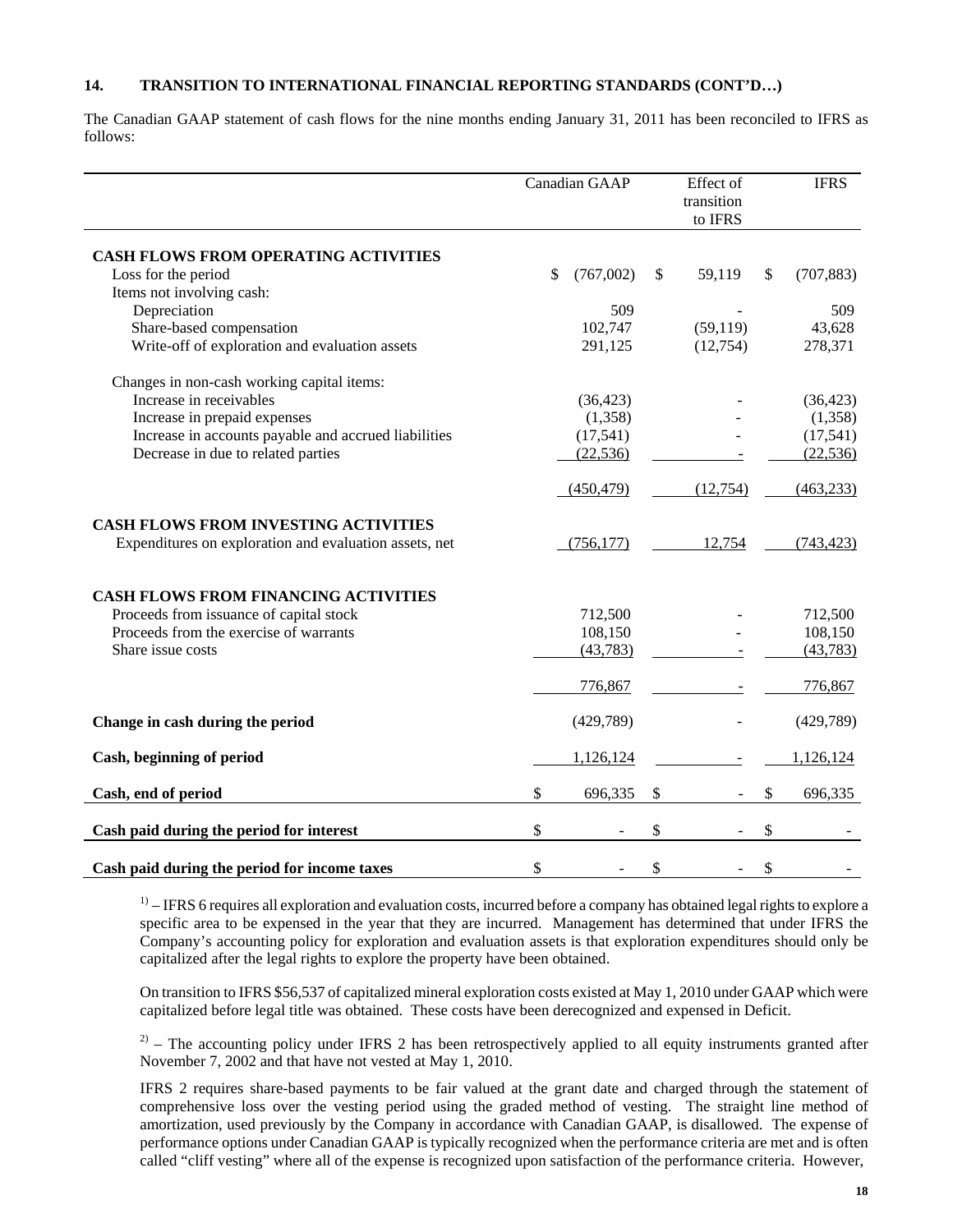**14. TRANSITION TO INTERNATIONAL FINANCIAL REPORTING STANDARDS (CONT'D…)**

The Canadian GAAP statement of cash flows for the nine months ending January 31, 2011 has been reconciled to IFRS as follows:

| | Canadian GAAP | Effect of transition to IFRS | IFRS |
|---|---|---|---|
| **CASH FLOWS FROM OPERATING ACTIVITIES** | | | |
| Loss for the period | $ (767,002) | $ 59,119 | $ (707,883) |
| Items not involving cash: | | | |
| Depreciation | 509 | - | 509 |
| Share-based compensation | 102,747 | (59,119) | 43,628 |
| Write-off of exploration and evaluation assets | 291,125 | (12,754) | 278,371 |
| Changes in non-cash working capital items: | | | |
| Increase in receivables | (36,423) | - | (36,423) |
| Increase in prepaid expenses | (1,358) | - | (1,358) |
| Increase in accounts payable and accrued liabilities | (17,541) | - | (17,541) |
| Decrease in due to related parties | (22,536) | - | (22,536) |
| | (450,479) | (12,754) | (463,233) |
| **CASH FLOWS FROM INVESTING ACTIVITIES** | | | |
| Expenditures on exploration and evaluation assets, net | (756,177) | 12,754 | (743,423) |
| **CASH FLOWS FROM FINANCING ACTIVITIES** | | | |
| Proceeds from issuance of capital stock | 712,500 | - | 712,500 |
| Proceeds from the exercise of warrants | 108,150 | - | 108,150 |
| Share issue costs | (43,783) | - | (43,783) |
| | 776,867 | - | 776,867 |
| **Change in cash during the period** | (429,789) | - | (429,789) |
| **Cash, beginning of period** | 1,126,124 | - | 1,126,124 |
| **Cash, end of period** | $ 696,335 | $ - | $ 696,335 |
| **Cash paid during the period for interest** | $ - | $ - | $ - |
| **Cash paid during the period for income taxes** | $ - | $ - | $ - |

[1)] – IFRS 6 requires all exploration and evaluation costs, incurred before a company has obtained legal rights to explore a specific area to be expensed in the year that they are incurred. Management has determined that under IFRS the Company's accounting policy for exploration and evaluation assets is that exploration expenditures should only be capitalized after the legal rights to explore the property have been obtained.

On transition to IFRS $56,537 of capitalized mineral exploration costs existed at May 1, 2010 under GAAP which were capitalized before legal title was obtained. These costs have been derecognized and expensed in Deficit.

[2)] – The accounting policy under IFRS 2 has been retrospectively applied to all equity instruments granted after November 7, 2002 and that have not vested at May 1, 2010.

IFRS 2 requires share-based payments to be fair valued at the grant date and charged through the statement of comprehensive loss over the vesting period using the graded method of vesting. The straight line method of amortization, used previously by the Company in accordance with Canadian GAAP, is disallowed. The expense of performance options under Canadian GAAP is typically recognized when the performance criteria are met and is often called "cliff vesting" where all of the expense is recognized upon satisfaction of the performance criteria. However,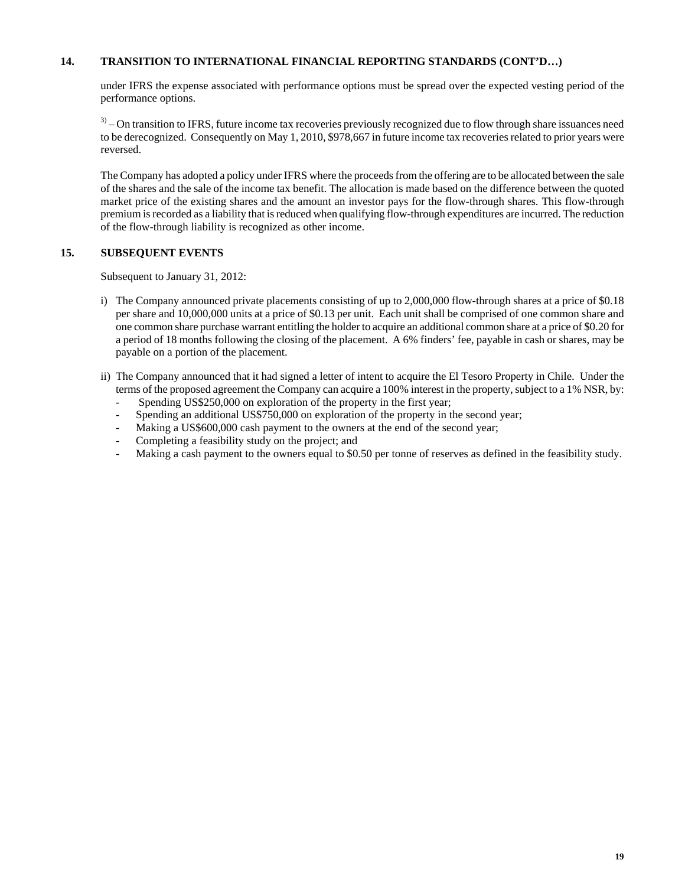## 14. TRANSITION TO INTERNATIONAL FINANCIAL REPORTING STANDARDS (CONT'D…)

under IFRS the expense associated with performance options must be spread over the expected vesting period of the performance options.

[3) ] – On transition to IFRS, future income tax recoveries previously recognized due to flow through share issuances need to be derecognized. Consequently on May 1, 2010, $978,667 in future income tax recoveries related to prior years were reversed.

The Company has adopted a policy under IFRS where the proceeds from the offering are to be allocated between the sale of the shares and the sale of the income tax benefit. The allocation is made based on the difference between the quoted market price of the existing shares and the amount an investor pays for the flow-through shares. This flow-through premium is recorded as a liability that is reduced when qualifying flow-through expenditures are incurred. The reduction of the flow-through liability is recognized as other income.

## 15. SUBSEQUENT EVENTS

Subsequent to January 31, 2012:

i) The Company announced private placements consisting of up to 2,000,000 flow-through shares at a price of $0.18 per share and 10,000,000 units at a price of $0.13 per unit. Each unit shall be comprised of one common share and one common share purchase warrant entitling the holder to acquire an additional common share at a price of $0.20 for a period of 18 months following the closing of the placement. A 6% finders' fee, payable in cash or shares, may be payable on a portion of the placement.

ii) The Company announced that it had signed a letter of intent to acquire the El Tesoro Property in Chile. Under the terms of the proposed agreement the Company can acquire a 100% interest in the property, subject to a 1% NSR, by:
   - Spending US$250,000 on exploration of the property in the first year;
   - Spending an additional US$750,000 on exploration of the property in the second year;
   - Making a US$600,000 cash payment to the owners at the end of the second year;
   - Completing a feasibility study on the project; and
   - Making a cash payment to the owners equal to $0.50 per tonne of reserves as defined in the feasibility study.